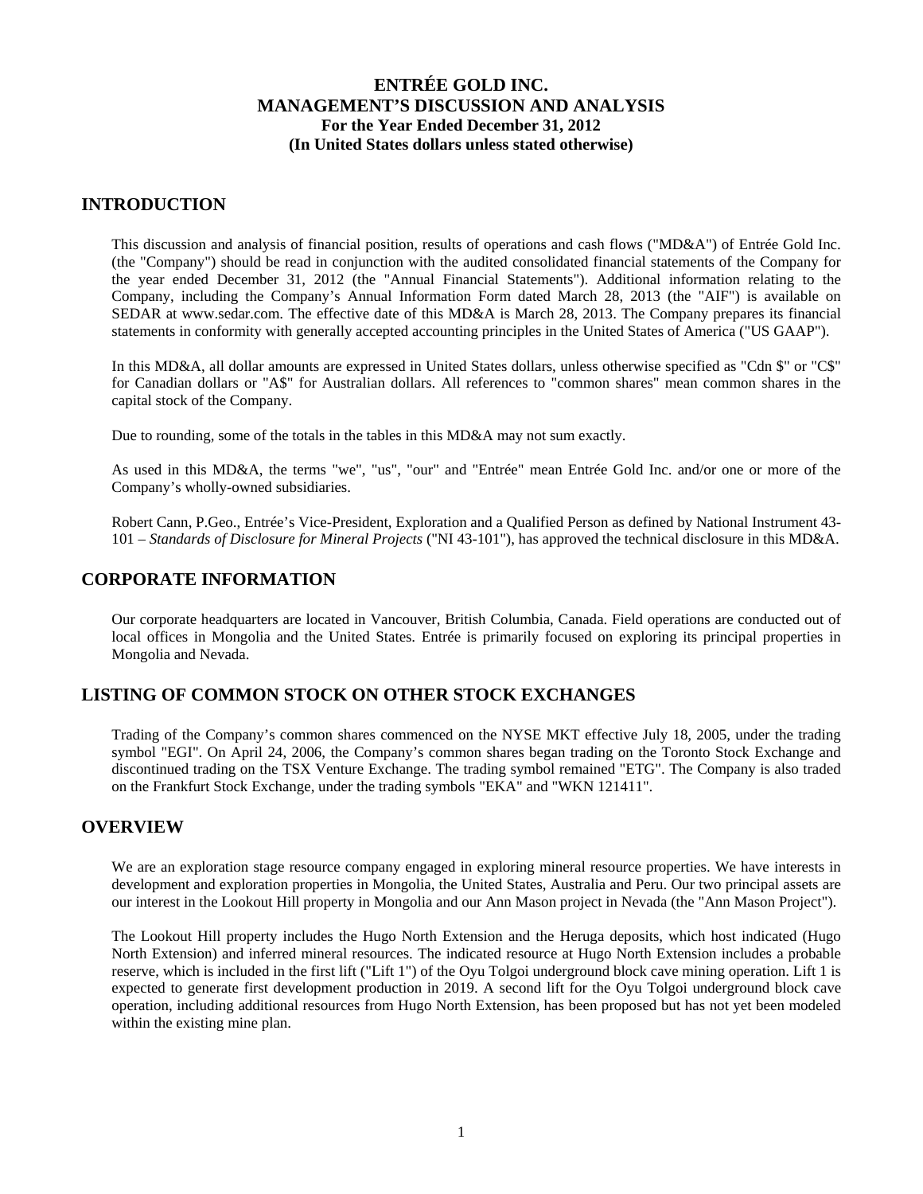# ENTRÉE GOLD INC.
# MANAGEMENT'S DISCUSSION AND ANALYSIS
### For the Year Ended December 31, 2012
### (In United States dollars unless stated otherwise)

## INTRODUCTION

This discussion and analysis of financial position, results of operations and cash flows ("MD&A") of Entrée Gold Inc. (the "Company") should be read in conjunction with the audited consolidated financial statements of the Company for the year ended December 31, 2012 (the "Annual Financial Statements"). Additional information relating to the Company, including the Company's Annual Information Form dated March 28, 2013 (the "AIF") is available on SEDAR at www.sedar.com. The effective date of this MD&A is March 28, 2013. The Company prepares its financial statements in conformity with generally accepted accounting principles in the United States of America ("US GAAP").

In this MD&A, all dollar amounts are expressed in United States dollars, unless otherwise specified as "Cdn $" or "C$" for Canadian dollars or "A$" for Australian dollars. All references to "common shares" mean common shares in the capital stock of the Company.

Due to rounding, some of the totals in the tables in this MD&A may not sum exactly.

As used in this MD&A, the terms "we", "us", "our" and "Entrée" mean Entrée Gold Inc. and/or one or more of the Company's wholly-owned subsidiaries.

Robert Cann, P.Geo., Entrée's Vice-President, Exploration and a Qualified Person as defined by National Instrument 43-101 – *Standards of Disclosure for Mineral Projects* ("NI 43-101"), has approved the technical disclosure in this MD&A.

## CORPORATE INFORMATION

Our corporate headquarters are located in Vancouver, British Columbia, Canada. Field operations are conducted out of local offices in Mongolia and the United States. Entrée is primarily focused on exploring its principal properties in Mongolia and Nevada.

## LISTING OF COMMON STOCK ON OTHER STOCK EXCHANGES

Trading of the Company's common shares commenced on the NYSE MKT effective July 18, 2005, under the trading symbol "EGI". On April 24, 2006, the Company's common shares began trading on the Toronto Stock Exchange and discontinued trading on the TSX Venture Exchange. The trading symbol remained "ETG". The Company is also traded on the Frankfurt Stock Exchange, under the trading symbols "EKA" and "WKN 121411".

## OVERVIEW

We are an exploration stage resource company engaged in exploring mineral resource properties. We have interests in development and exploration properties in Mongolia, the United States, Australia and Peru. Our two principal assets are our interest in the Lookout Hill property in Mongolia and our Ann Mason project in Nevada (the "Ann Mason Project").

The Lookout Hill property includes the Hugo North Extension and the Heruga deposits, which host indicated (Hugo North Extension) and inferred mineral resources. The indicated resource at Hugo North Extension includes a probable reserve, which is included in the first lift ("Lift 1") of the Oyu Tolgoi underground block cave mining operation. Lift 1 is expected to generate first development production in 2019. A second lift for the Oyu Tolgoi underground block cave operation, including additional resources from Hugo North Extension, has been proposed but has not yet been modeled within the existing mine plan.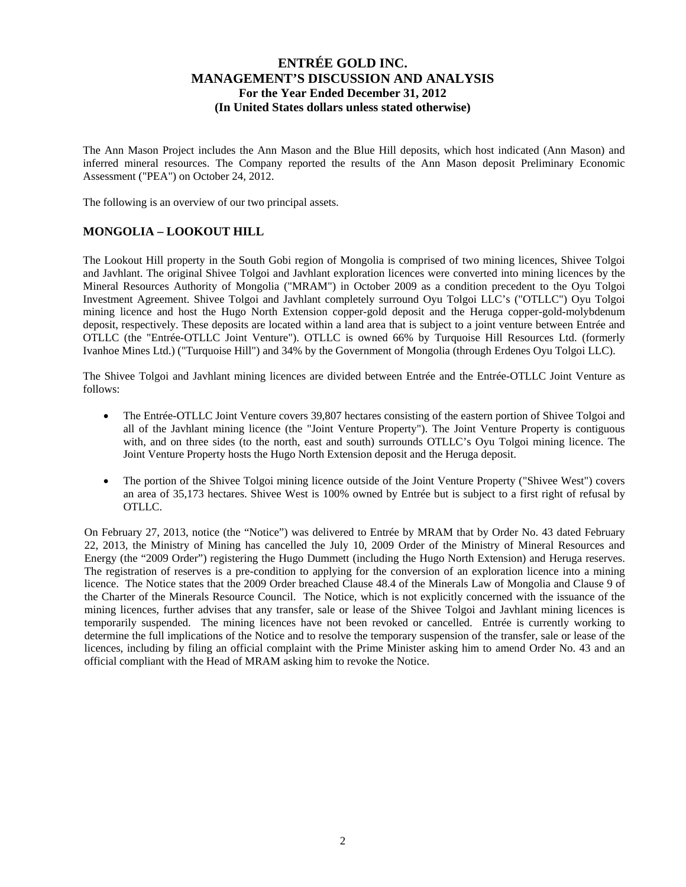The Ann Mason Project includes the Ann Mason and the Blue Hill deposits, which host indicated (Ann Mason) and inferred mineral resources. The Company reported the results of the Ann Mason deposit Preliminary Economic Assessment ("PEA") on October 24, 2012.

The following is an overview of our two principal assets.

## MONGOLIA – LOOKOUT HILL

The Lookout Hill property in the South Gobi region of Mongolia is comprised of two mining licences, Shivee Tolgoi and Javhlant. The original Shivee Tolgoi and Javhlant exploration licences were converted into mining licences by the Mineral Resources Authority of Mongolia ("MRAM") in October 2009 as a condition precedent to the Oyu Tolgoi Investment Agreement. Shivee Tolgoi and Javhlant completely surround Oyu Tolgoi LLC's ("OTLLC") Oyu Tolgoi mining licence and host the Hugo North Extension copper-gold deposit and the Heruga copper-gold-molybdenum deposit, respectively. These deposits are located within a land area that is subject to a joint venture between Entrée and OTLLC (the "Entrée-OTLLC Joint Venture"). OTLLC is owned 66% by Turquoise Hill Resources Ltd. (formerly Ivanhoe Mines Ltd.) ("Turquoise Hill") and 34% by the Government of Mongolia (through Erdenes Oyu Tolgoi LLC).

The Shivee Tolgoi and Javhlant mining licences are divided between Entrée and the Entrée-OTLLC Joint Venture as follows:

- The Entrée-OTLLC Joint Venture covers 39,807 hectares consisting of the eastern portion of Shivee Tolgoi and all of the Javhlant mining licence (the "Joint Venture Property"). The Joint Venture Property is contiguous with, and on three sides (to the north, east and south) surrounds OTLLC's Oyu Tolgoi mining licence. The Joint Venture Property hosts the Hugo North Extension deposit and the Heruga deposit.
- The portion of the Shivee Tolgoi mining licence outside of the Joint Venture Property ("Shivee West") covers an area of 35,173 hectares. Shivee West is 100% owned by Entrée but is subject to a first right of refusal by OTLLC.

On February 27, 2013, notice (the "Notice") was delivered to Entrée by MRAM that by Order No. 43 dated February 22, 2013, the Ministry of Mining has cancelled the July 10, 2009 Order of the Ministry of Mineral Resources and Energy (the "2009 Order") registering the Hugo Dummett (including the Hugo North Extension) and Heruga reserves. The registration of reserves is a pre-condition to applying for the conversion of an exploration licence into a mining licence. The Notice states that the 2009 Order breached Clause 48.4 of the Minerals Law of Mongolia and Clause 9 of the Charter of the Minerals Resource Council. The Notice, which is not explicitly concerned with the issuance of the mining licences, further advises that any transfer, sale or lease of the Shivee Tolgoi and Javhlant mining licences is temporarily suspended. The mining licences have not been revoked or cancelled. Entrée is currently working to determine the full implications of the Notice and to resolve the temporary suspension of the transfer, sale or lease of the licences, including by filing an official complaint with the Prime Minister asking him to amend Order No. 43 and an official compliant with the Head of MRAM asking him to revoke the Notice.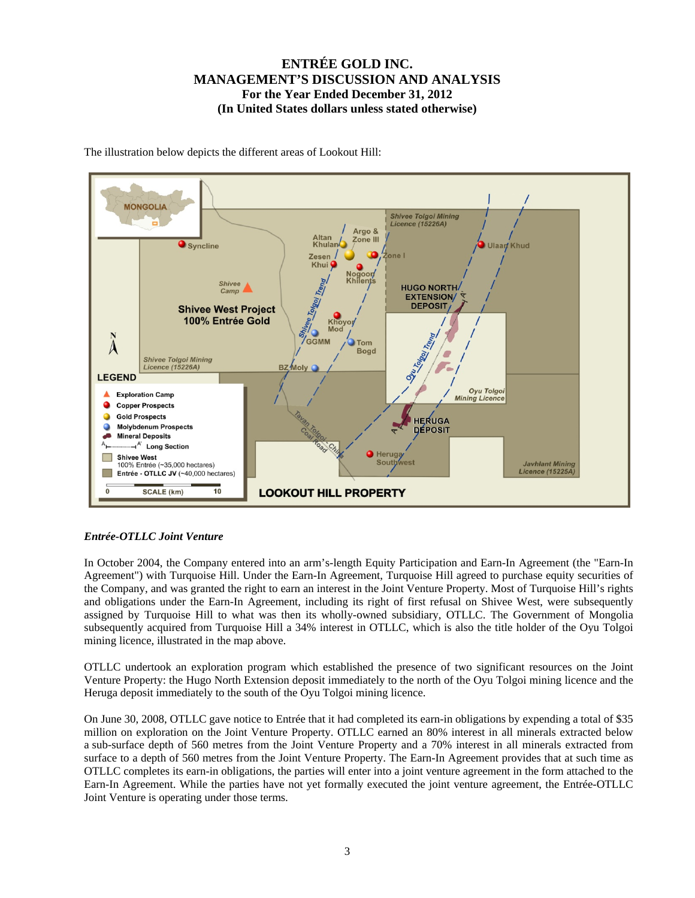The illustration below depicts the different areas of Lookout Hill:

*Entrée-OTLLC Joint Venture*

In October 2004, the Company entered into an arm's-length Equity Participation and Earn-In Agreement (the "Earn-In Agreement") with Turquoise Hill. Under the Earn-In Agreement, Turquoise Hill agreed to purchase equity securities of the Company, and was granted the right to earn an interest in the Joint Venture Property. Most of Turquoise Hill's rights and obligations under the Earn-In Agreement, including its right of first refusal on Shivee West, were subsequently assigned by Turquoise Hill to what was then its wholly-owned subsidiary, OTLLC. The Government of Mongolia subsequently acquired from Turquoise Hill a 34% interest in OTLLC, which is also the title holder of the Oyu Tolgoi mining licence, illustrated in the map above.

OTLLC undertook an exploration program which established the presence of two significant resources on the Joint Venture Property: the Hugo North Extension deposit immediately to the north of the Oyu Tolgoi mining licence and the Heruga deposit immediately to the south of the Oyu Tolgoi mining licence.

On June 30, 2008, OTLLC gave notice to Entrée that it had completed its earn-in obligations by expending a total of $35 million on exploration on the Joint Venture Property. OTLLC earned an 80% interest in all minerals extracted below a sub-surface depth of 560 metres from the Joint Venture Property and a 70% interest in all minerals extracted from surface to a depth of 560 metres from the Joint Venture Property. The Earn-In Agreement provides that at such time as OTLLC completes its earn-in obligations, the parties will enter into a joint venture agreement in the form attached to the Earn-In Agreement. While the parties have not yet formally executed the joint venture agreement, the Entrée-OTLLC Joint Venture is operating under those terms.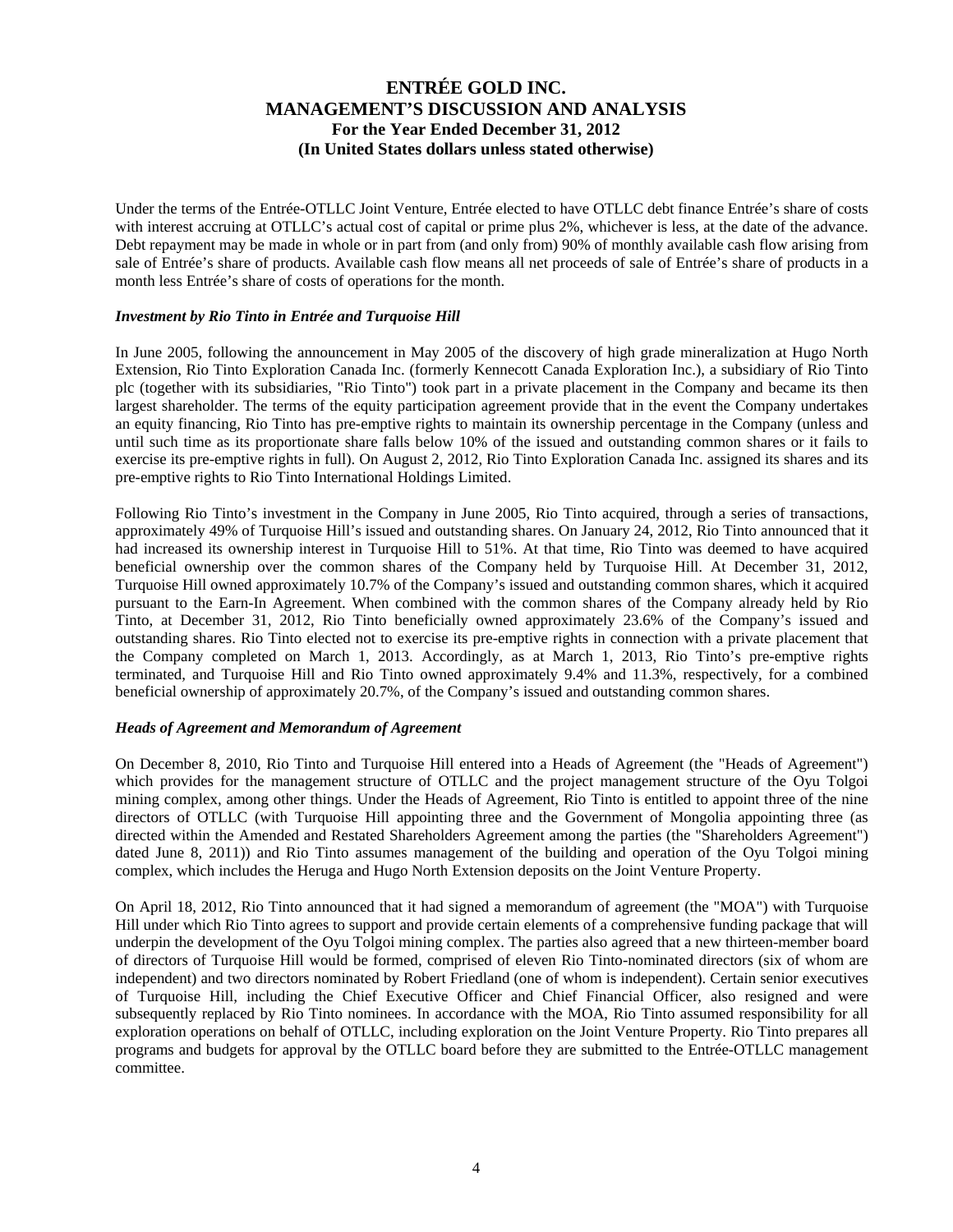Under the terms of the Entrée-OTLLC Joint Venture, Entrée elected to have OTLLC debt finance Entrée's share of costs with interest accruing at OTLLC's actual cost of capital or prime plus 2%, whichever is less, at the date of the advance. Debt repayment may be made in whole or in part from (and only from) 90% of monthly available cash flow arising from sale of Entrée's share of products. Available cash flow means all net proceeds of sale of Entrée's share of products in a month less Entrée's share of costs of operations for the month.

### *Investment by Rio Tinto in Entrée and Turquoise Hill*

In June 2005, following the announcement in May 2005 of the discovery of high grade mineralization at Hugo North Extension, Rio Tinto Exploration Canada Inc. (formerly Kennecott Canada Exploration Inc.), a subsidiary of Rio Tinto plc (together with its subsidiaries, "Rio Tinto") took part in a private placement in the Company and became its then largest shareholder. The terms of the equity participation agreement provide that in the event the Company undertakes an equity financing, Rio Tinto has pre-emptive rights to maintain its ownership percentage in the Company (unless and until such time as its proportionate share falls below 10% of the issued and outstanding common shares or it fails to exercise its pre-emptive rights in full). On August 2, 2012, Rio Tinto Exploration Canada Inc. assigned its shares and its pre-emptive rights to Rio Tinto International Holdings Limited.

Following Rio Tinto's investment in the Company in June 2005, Rio Tinto acquired, through a series of transactions, approximately 49% of Turquoise Hill's issued and outstanding shares. On January 24, 2012, Rio Tinto announced that it had increased its ownership interest in Turquoise Hill to 51%. At that time, Rio Tinto was deemed to have acquired beneficial ownership over the common shares of the Company held by Turquoise Hill. At December 31, 2012, Turquoise Hill owned approximately 10.7% of the Company's issued and outstanding common shares, which it acquired pursuant to the Earn-In Agreement. When combined with the common shares of the Company already held by Rio Tinto, at December 31, 2012, Rio Tinto beneficially owned approximately 23.6% of the Company's issued and outstanding shares. Rio Tinto elected not to exercise its pre-emptive rights in connection with a private placement that the Company completed on March 1, 2013. Accordingly, as at March 1, 2013, Rio Tinto's pre-emptive rights terminated, and Turquoise Hill and Rio Tinto owned approximately 9.4% and 11.3%, respectively, for a combined beneficial ownership of approximately 20.7%, of the Company's issued and outstanding common shares.

### *Heads of Agreement and Memorandum of Agreement*

On December 8, 2010, Rio Tinto and Turquoise Hill entered into a Heads of Agreement (the "Heads of Agreement") which provides for the management structure of OTLLC and the project management structure of the Oyu Tolgoi mining complex, among other things. Under the Heads of Agreement, Rio Tinto is entitled to appoint three of the nine directors of OTLLC (with Turquoise Hill appointing three and the Government of Mongolia appointing three (as directed within the Amended and Restated Shareholders Agreement among the parties (the "Shareholders Agreement") dated June 8, 2011)) and Rio Tinto assumes management of the building and operation of the Oyu Tolgoi mining complex, which includes the Heruga and Hugo North Extension deposits on the Joint Venture Property.

On April 18, 2012, Rio Tinto announced that it had signed a memorandum of agreement (the "MOA") with Turquoise Hill under which Rio Tinto agrees to support and provide certain elements of a comprehensive funding package that will underpin the development of the Oyu Tolgoi mining complex. The parties also agreed that a new thirteen-member board of directors of Turquoise Hill would be formed, comprised of eleven Rio Tinto-nominated directors (six of whom are independent) and two directors nominated by Robert Friedland (one of whom is independent). Certain senior executives of Turquoise Hill, including the Chief Executive Officer and Chief Financial Officer, also resigned and were subsequently replaced by Rio Tinto nominees. In accordance with the MOA, Rio Tinto assumed responsibility for all exploration operations on behalf of OTLLC, including exploration on the Joint Venture Property. Rio Tinto prepares all programs and budgets for approval by the OTLLC board before they are submitted to the Entrée-OTLLC management committee.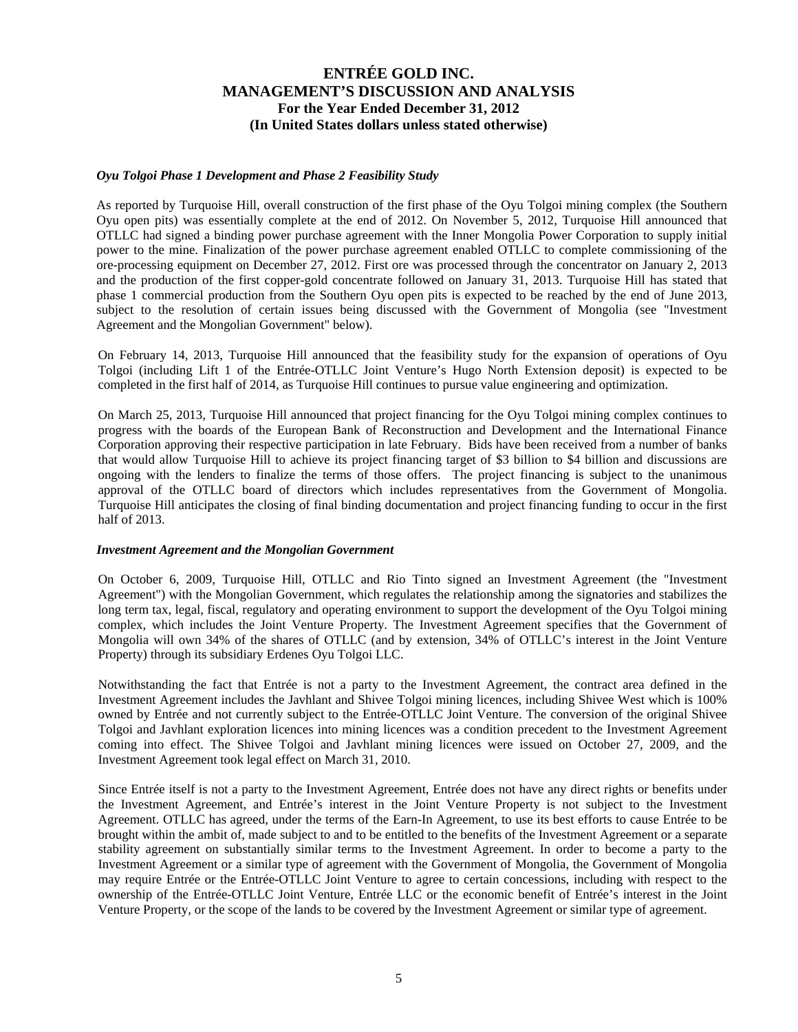### *Oyu Tolgoi Phase 1 Development and Phase 2 Feasibility Study*

As reported by Turquoise Hill, overall construction of the first phase of the Oyu Tolgoi mining complex (the Southern Oyu open pits) was essentially complete at the end of 2012. On November 5, 2012, Turquoise Hill announced that OTLLC had signed a binding power purchase agreement with the Inner Mongolia Power Corporation to supply initial power to the mine. Finalization of the power purchase agreement enabled OTLLC to complete commissioning of the ore-processing equipment on December 27, 2012. First ore was processed through the concentrator on January 2, 2013 and the production of the first copper-gold concentrate followed on January 31, 2013. Turquoise Hill has stated that phase 1 commercial production from the Southern Oyu open pits is expected to be reached by the end of June 2013, subject to the resolution of certain issues being discussed with the Government of Mongolia (see "Investment Agreement and the Mongolian Government" below).

On February 14, 2013, Turquoise Hill announced that the feasibility study for the expansion of operations of Oyu Tolgoi (including Lift 1 of the Entrée-OTLLC Joint Venture's Hugo North Extension deposit) is expected to be completed in the first half of 2014, as Turquoise Hill continues to pursue value engineering and optimization.

On March 25, 2013, Turquoise Hill announced that project financing for the Oyu Tolgoi mining complex continues to progress with the boards of the European Bank of Reconstruction and Development and the International Finance Corporation approving their respective participation in late February. Bids have been received from a number of banks that would allow Turquoise Hill to achieve its project financing target of $3 billion to $4 billion and discussions are ongoing with the lenders to finalize the terms of those offers. The project financing is subject to the unanimous approval of the OTLLC board of directors which includes representatives from the Government of Mongolia. Turquoise Hill anticipates the closing of final binding documentation and project financing funding to occur in the first half of 2013.

### *Investment Agreement and the Mongolian Government*

On October 6, 2009, Turquoise Hill, OTLLC and Rio Tinto signed an Investment Agreement (the "Investment Agreement") with the Mongolian Government, which regulates the relationship among the signatories and stabilizes the long term tax, legal, fiscal, regulatory and operating environment to support the development of the Oyu Tolgoi mining complex, which includes the Joint Venture Property. The Investment Agreement specifies that the Government of Mongolia will own 34% of the shares of OTLLC (and by extension, 34% of OTLLC's interest in the Joint Venture Property) through its subsidiary Erdenes Oyu Tolgoi LLC.

Notwithstanding the fact that Entrée is not a party to the Investment Agreement, the contract area defined in the Investment Agreement includes the Javhlant and Shivee Tolgoi mining licences, including Shivee West which is 100% owned by Entrée and not currently subject to the Entrée-OTLLC Joint Venture. The conversion of the original Shivee Tolgoi and Javhlant exploration licences into mining licences was a condition precedent to the Investment Agreement coming into effect. The Shivee Tolgoi and Javhlant mining licences were issued on October 27, 2009, and the Investment Agreement took legal effect on March 31, 2010.

Since Entrée itself is not a party to the Investment Agreement, Entrée does not have any direct rights or benefits under the Investment Agreement, and Entrée's interest in the Joint Venture Property is not subject to the Investment Agreement. OTLLC has agreed, under the terms of the Earn-In Agreement, to use its best efforts to cause Entrée to be brought within the ambit of, made subject to and to be entitled to the benefits of the Investment Agreement or a separate stability agreement on substantially similar terms to the Investment Agreement. In order to become a party to the Investment Agreement or a similar type of agreement with the Government of Mongolia, the Government of Mongolia may require Entrée or the Entrée-OTLLC Joint Venture to agree to certain concessions, including with respect to the ownership of the Entrée-OTLLC Joint Venture, Entrée LLC or the economic benefit of Entrée's interest in the Joint Venture Property, or the scope of the lands to be covered by the Investment Agreement or similar type of agreement.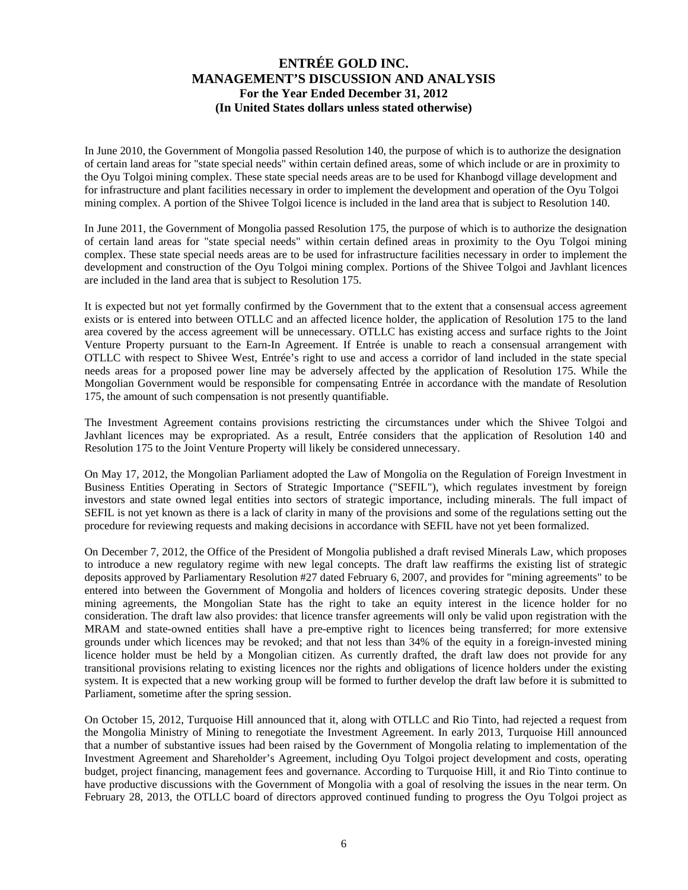In June 2010, the Government of Mongolia passed Resolution 140, the purpose of which is to authorize the designation of certain land areas for "state special needs" within certain defined areas, some of which include or are in proximity to the Oyu Tolgoi mining complex. These state special needs areas are to be used for Khanbogd village development and for infrastructure and plant facilities necessary in order to implement the development and operation of the Oyu Tolgoi mining complex. A portion of the Shivee Tolgoi licence is included in the land area that is subject to Resolution 140.

In June 2011, the Government of Mongolia passed Resolution 175, the purpose of which is to authorize the designation of certain land areas for "state special needs" within certain defined areas in proximity to the Oyu Tolgoi mining complex. These state special needs areas are to be used for infrastructure facilities necessary in order to implement the development and construction of the Oyu Tolgoi mining complex. Portions of the Shivee Tolgoi and Javhlant licences are included in the land area that is subject to Resolution 175.

It is expected but not yet formally confirmed by the Government that to the extent that a consensual access agreement exists or is entered into between OTLLC and an affected licence holder, the application of Resolution 175 to the land area covered by the access agreement will be unnecessary. OTLLC has existing access and surface rights to the Joint Venture Property pursuant to the Earn-In Agreement. If Entrée is unable to reach a consensual arrangement with OTLLC with respect to Shivee West, Entrée's right to use and access a corridor of land included in the state special needs areas for a proposed power line may be adversely affected by the application of Resolution 175. While the Mongolian Government would be responsible for compensating Entrée in accordance with the mandate of Resolution 175, the amount of such compensation is not presently quantifiable.

The Investment Agreement contains provisions restricting the circumstances under which the Shivee Tolgoi and Javhlant licences may be expropriated. As a result, Entrée considers that the application of Resolution 140 and Resolution 175 to the Joint Venture Property will likely be considered unnecessary.

On May 17, 2012, the Mongolian Parliament adopted the Law of Mongolia on the Regulation of Foreign Investment in Business Entities Operating in Sectors of Strategic Importance ("SEFIL"), which regulates investment by foreign investors and state owned legal entities into sectors of strategic importance, including minerals. The full impact of SEFIL is not yet known as there is a lack of clarity in many of the provisions and some of the regulations setting out the procedure for reviewing requests and making decisions in accordance with SEFIL have not yet been formalized.

On December 7, 2012, the Office of the President of Mongolia published a draft revised Minerals Law, which proposes to introduce a new regulatory regime with new legal concepts. The draft law reaffirms the existing list of strategic deposits approved by Parliamentary Resolution #27 dated February 6, 2007, and provides for "mining agreements" to be entered into between the Government of Mongolia and holders of licences covering strategic deposits. Under these mining agreements, the Mongolian State has the right to take an equity interest in the licence holder for no consideration. The draft law also provides: that licence transfer agreements will only be valid upon registration with the MRAM and state-owned entities shall have a pre-emptive right to licences being transferred; for more extensive grounds under which licences may be revoked; and that not less than 34% of the equity in a foreign-invested mining licence holder must be held by a Mongolian citizen. As currently drafted, the draft law does not provide for any transitional provisions relating to existing licences nor the rights and obligations of licence holders under the existing system. It is expected that a new working group will be formed to further develop the draft law before it is submitted to Parliament, sometime after the spring session.

On October 15, 2012, Turquoise Hill announced that it, along with OTLLC and Rio Tinto, had rejected a request from the Mongolia Ministry of Mining to renegotiate the Investment Agreement. In early 2013, Turquoise Hill announced that a number of substantive issues had been raised by the Government of Mongolia relating to implementation of the Investment Agreement and Shareholder's Agreement, including Oyu Tolgoi project development and costs, operating budget, project financing, management fees and governance. According to Turquoise Hill, it and Rio Tinto continue to have productive discussions with the Government of Mongolia with a goal of resolving the issues in the near term. On February 28, 2013, the OTLLC board of directors approved continued funding to progress the Oyu Tolgoi project as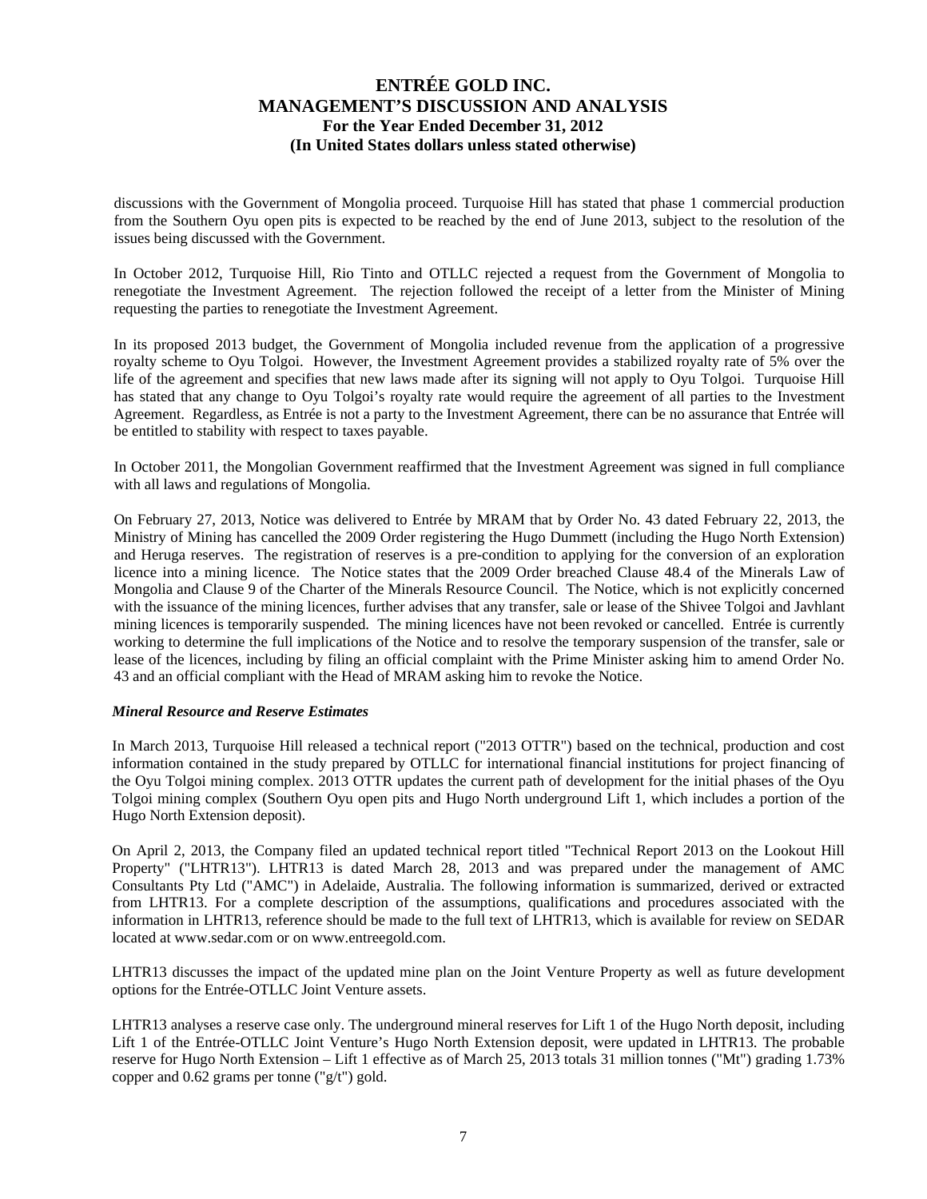discussions with the Government of Mongolia proceed. Turquoise Hill has stated that phase 1 commercial production from the Southern Oyu open pits is expected to be reached by the end of June 2013, subject to the resolution of the issues being discussed with the Government.

In October 2012, Turquoise Hill, Rio Tinto and OTLLC rejected a request from the Government of Mongolia to renegotiate the Investment Agreement. The rejection followed the receipt of a letter from the Minister of Mining requesting the parties to renegotiate the Investment Agreement.

In its proposed 2013 budget, the Government of Mongolia included revenue from the application of a progressive royalty scheme to Oyu Tolgoi. However, the Investment Agreement provides a stabilized royalty rate of 5% over the life of the agreement and specifies that new laws made after its signing will not apply to Oyu Tolgoi. Turquoise Hill has stated that any change to Oyu Tolgoi's royalty rate would require the agreement of all parties to the Investment Agreement. Regardless, as Entrée is not a party to the Investment Agreement, there can be no assurance that Entrée will be entitled to stability with respect to taxes payable.

In October 2011, the Mongolian Government reaffirmed that the Investment Agreement was signed in full compliance with all laws and regulations of Mongolia.

On February 27, 2013, Notice was delivered to Entrée by MRAM that by Order No. 43 dated February 22, 2013, the Ministry of Mining has cancelled the 2009 Order registering the Hugo Dummett (including the Hugo North Extension) and Heruga reserves. The registration of reserves is a pre-condition to applying for the conversion of an exploration licence into a mining licence. The Notice states that the 2009 Order breached Clause 48.4 of the Minerals Law of Mongolia and Clause 9 of the Charter of the Minerals Resource Council. The Notice, which is not explicitly concerned with the issuance of the mining licences, further advises that any transfer, sale or lease of the Shivee Tolgoi and Javhlant mining licences is temporarily suspended. The mining licences have not been revoked or cancelled. Entrée is currently working to determine the full implications of the Notice and to resolve the temporary suspension of the transfer, sale or lease of the licences, including by filing an official complaint with the Prime Minister asking him to amend Order No. 43 and an official compliant with the Head of MRAM asking him to revoke the Notice.

***Mineral Resource and Reserve Estimates***

In March 2013, Turquoise Hill released a technical report ("2013 OTTR") based on the technical, production and cost information contained in the study prepared by OTLLC for international financial institutions for project financing of the Oyu Tolgoi mining complex. 2013 OTTR updates the current path of development for the initial phases of the Oyu Tolgoi mining complex (Southern Oyu open pits and Hugo North underground Lift 1, which includes a portion of the Hugo North Extension deposit).

On April 2, 2013, the Company filed an updated technical report titled "Technical Report 2013 on the Lookout Hill Property" ("LHTR13"). LHTR13 is dated March 28, 2013 and was prepared under the management of AMC Consultants Pty Ltd ("AMC") in Adelaide, Australia. The following information is summarized, derived or extracted from LHTR13. For a complete description of the assumptions, qualifications and procedures associated with the information in LHTR13, reference should be made to the full text of LHTR13, which is available for review on SEDAR located at www.sedar.com or on www.entreegold.com.

LHTR13 discusses the impact of the updated mine plan on the Joint Venture Property as well as future development options for the Entrée-OTLLC Joint Venture assets.

LHTR13 analyses a reserve case only. The underground mineral reserves for Lift 1 of the Hugo North deposit, including Lift 1 of the Entrée-OTLLC Joint Venture's Hugo North Extension deposit, were updated in LHTR13. The probable reserve for Hugo North Extension – Lift 1 effective as of March 25, 2013 totals 31 million tonnes ("Mt") grading 1.73% copper and 0.62 grams per tonne ("g/t") gold.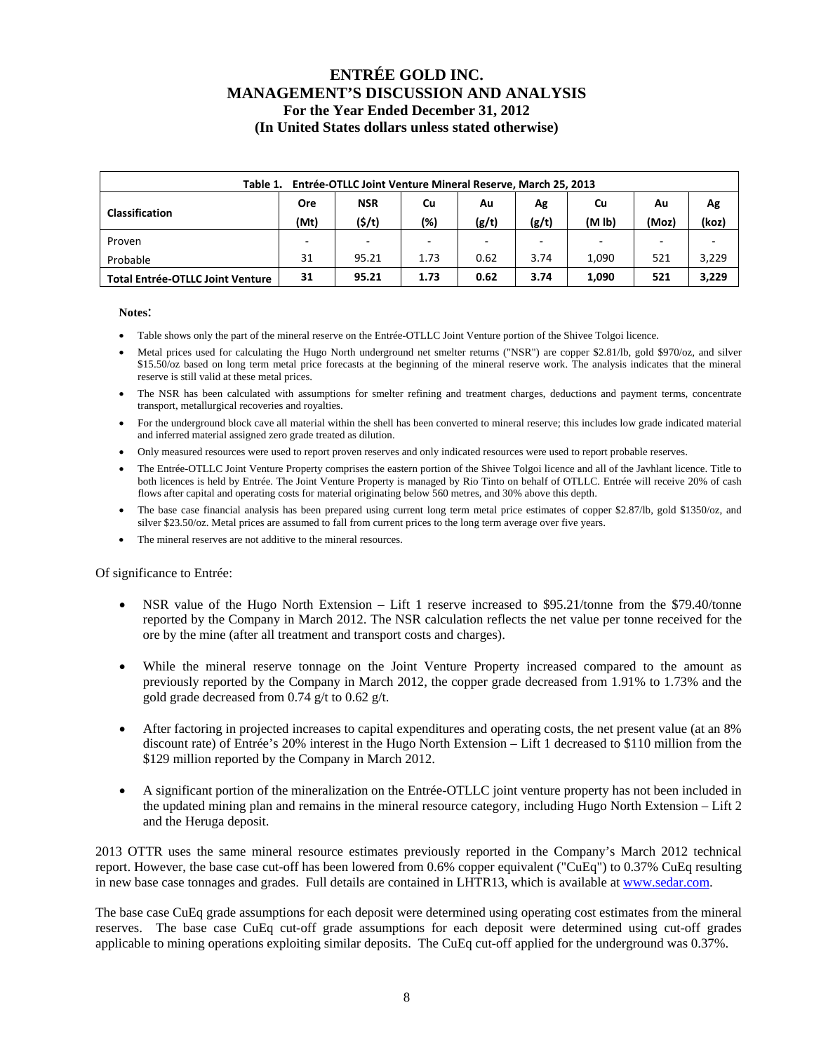**Table 1. Entrée-OTLLC Joint Venture Mineral Reserve, March 25, 2013**

| Classification | Ore (Mt) | NSR ($/t) | Cu (%) | Au (g/t) | Ag (g/t) | Cu (M lb) | Au (Moz) | Ag (koz) |
|---|---|---|---|---|---|---|---|---|
| Proven | - | - | - | - | - | - | - | - |
| Probable | 31 | 95.21 | 1.73 | 0.62 | 3.74 | 1,090 | 521 | 3,229 |
| **Total Entrée-OTLLC Joint Venture** | **31** | **95.21** | **1.73** | **0.62** | **3.74** | **1,090** | **521** | **3,229** |

**Notes**:

- Table shows only the part of the mineral reserve on the Entrée-OTLLC Joint Venture portion of the Shivee Tolgoi licence.
- Metal prices used for calculating the Hugo North underground net smelter returns ("NSR") are copper $2.81/lb, gold $970/oz, and silver $15.50/oz based on long term metal price forecasts at the beginning of the mineral reserve work. The analysis indicates that the mineral reserve is still valid at these metal prices.
- The NSR has been calculated with assumptions for smelter refining and treatment charges, deductions and payment terms, concentrate transport, metallurgical recoveries and royalties.
- For the underground block cave all material within the shell has been converted to mineral reserve; this includes low grade indicated material and inferred material assigned zero grade treated as dilution.
- Only measured resources were used to report proven reserves and only indicated resources were used to report probable reserves.
- The Entrée-OTLLC Joint Venture Property comprises the eastern portion of the Shivee Tolgoi licence and all of the Javhlant licence. Title to both licences is held by Entrée. The Joint Venture Property is managed by Rio Tinto on behalf of OTLLC. Entrée will receive 20% of cash flows after capital and operating costs for material originating below 560 metres, and 30% above this depth.
- The base case financial analysis has been prepared using current long term metal price estimates of copper $2.87/lb, gold $1350/oz, and silver $23.50/oz. Metal prices are assumed to fall from current prices to the long term average over five years.
- The mineral reserves are not additive to the mineral resources.

Of significance to Entrée:

- NSR value of the Hugo North Extension – Lift 1 reserve increased to $95.21/tonne from the $79.40/tonne reported by the Company in March 2012. The NSR calculation reflects the net value per tonne received for the ore by the mine (after all treatment and transport costs and charges).
- While the mineral reserve tonnage on the Joint Venture Property increased compared to the amount as previously reported by the Company in March 2012, the copper grade decreased from 1.91% to 1.73% and the gold grade decreased from 0.74 g/t to 0.62 g/t.
- After factoring in projected increases to capital expenditures and operating costs, the net present value (at an 8% discount rate) of Entrée's 20% interest in the Hugo North Extension – Lift 1 decreased to $110 million from the $129 million reported by the Company in March 2012.
- A significant portion of the mineralization on the Entrée-OTLLC joint venture property has not been included in the updated mining plan and remains in the mineral resource category, including Hugo North Extension – Lift 2 and the Heruga deposit.

2013 OTTR uses the same mineral resource estimates previously reported in the Company's March 2012 technical report. However, the base case cut-off has been lowered from 0.6% copper equivalent ("CuEq") to 0.37% CuEq resulting in new base case tonnages and grades. Full details are contained in LHTR13, which is available at www.sedar.com.

The base case CuEq grade assumptions for each deposit were determined using operating cost estimates from the mineral reserves. The base case CuEq cut-off grade assumptions for each deposit were determined using cut-off grades applicable to mining operations exploiting similar deposits. The CuEq cut-off applied for the underground was 0.37%.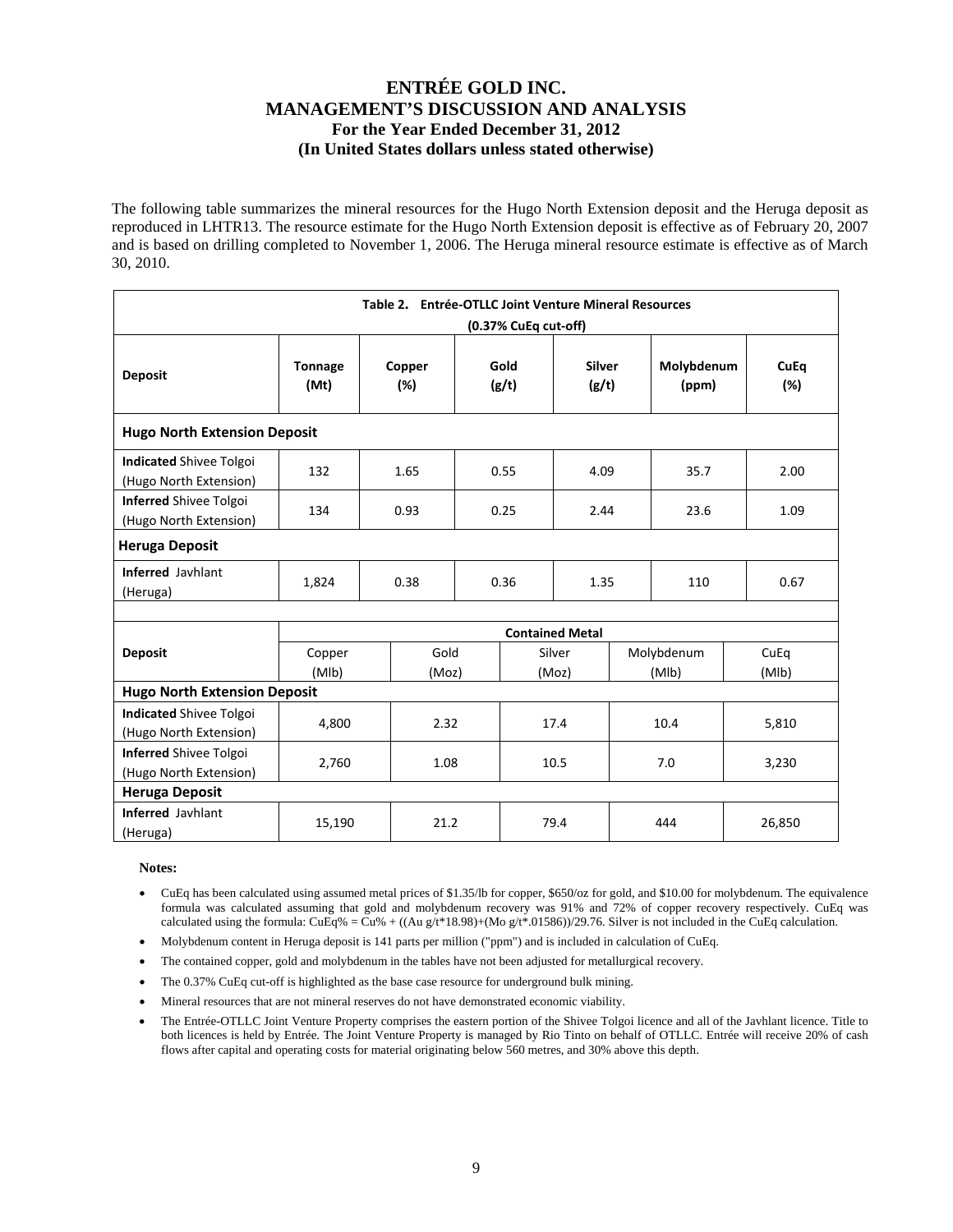The following table summarizes the mineral resources for the Hugo North Extension deposit and the Heruga deposit as reproduced in LHTR13. The resource estimate for the Hugo North Extension deposit is effective as of February 20, 2007 and is based on drilling completed to November 1, 2006. The Heruga mineral resource estimate is effective as of March 30, 2010.

**Table 2. Entrée-OTLLC Joint Venture Mineral Resources**
**(0.37% CuEq cut-off)**

| Deposit | Tonnage (Mt) | Copper (%) | Gold (g/t) | Silver (g/t) | Molybdenum (ppm) | CuEq (%) |
|---|---|---|---|---|---|---|
| **Hugo North Extension Deposit** | | | | | | |
| **Indicated** Shivee Tolgoi (Hugo North Extension) | 132 | 1.65 | 0.55 | 4.09 | 35.7 | 2.00 |
| **Inferred** Shivee Tolgoi (Hugo North Extension) | 134 | 0.93 | 0.25 | 2.44 | 23.6 | 1.09 |
| **Heruga Deposit** | | | | | | |
| **Inferred** Javhlant (Heruga) | 1,824 | 0.38 | 0.36 | 1.35 | 110 | 0.67 |

| Deposit | Contained Metal | | | | |
|---|---|---|---|---|---|
| | Copper (Mlb) | Gold (Moz) | Silver (Moz) | Molybdenum (Mlb) | CuEq (Mlb) |
| **Hugo North Extension Deposit** | | | | | |
| **Indicated** Shivee Tolgoi (Hugo North Extension) | 4,800 | 2.32 | 17.4 | 10.4 | 5,810 |
| **Inferred** Shivee Tolgoi (Hugo North Extension) | 2,760 | 1.08 | 10.5 | 7.0 | 3,230 |
| **Heruga Deposit** | | | | | |
| **Inferred** Javhlant (Heruga) | 15,190 | 21.2 | 79.4 | 444 | 26,850 |

**Notes:**

- CuEq has been calculated using assumed metal prices of \$1.35/lb for copper, \$650/oz for gold, and \$10.00 for molybdenum. The equivalence formula was calculated assuming that gold and molybdenum recovery was 91% and 72% of copper recovery respectively. CuEq was calculated using the formula: CuEq% = Cu% + ((Au g/t*18.98)+(Mo g/t*.01586))/29.76. Silver is not included in the CuEq calculation.
- Molybdenum content in Heruga deposit is 141 parts per million ("ppm") and is included in calculation of CuEq.
- The contained copper, gold and molybdenum in the tables have not been adjusted for metallurgical recovery.
- The 0.37% CuEq cut-off is highlighted as the base case resource for underground bulk mining.
- Mineral resources that are not mineral reserves do not have demonstrated economic viability.
- The Entrée-OTLLC Joint Venture Property comprises the eastern portion of the Shivee Tolgoi licence and all of the Javhlant licence. Title to both licences is held by Entrée. The Joint Venture Property is managed by Rio Tinto on behalf of OTLLC. Entrée will receive 20% of cash flows after capital and operating costs for material originating below 560 metres, and 30% above this depth.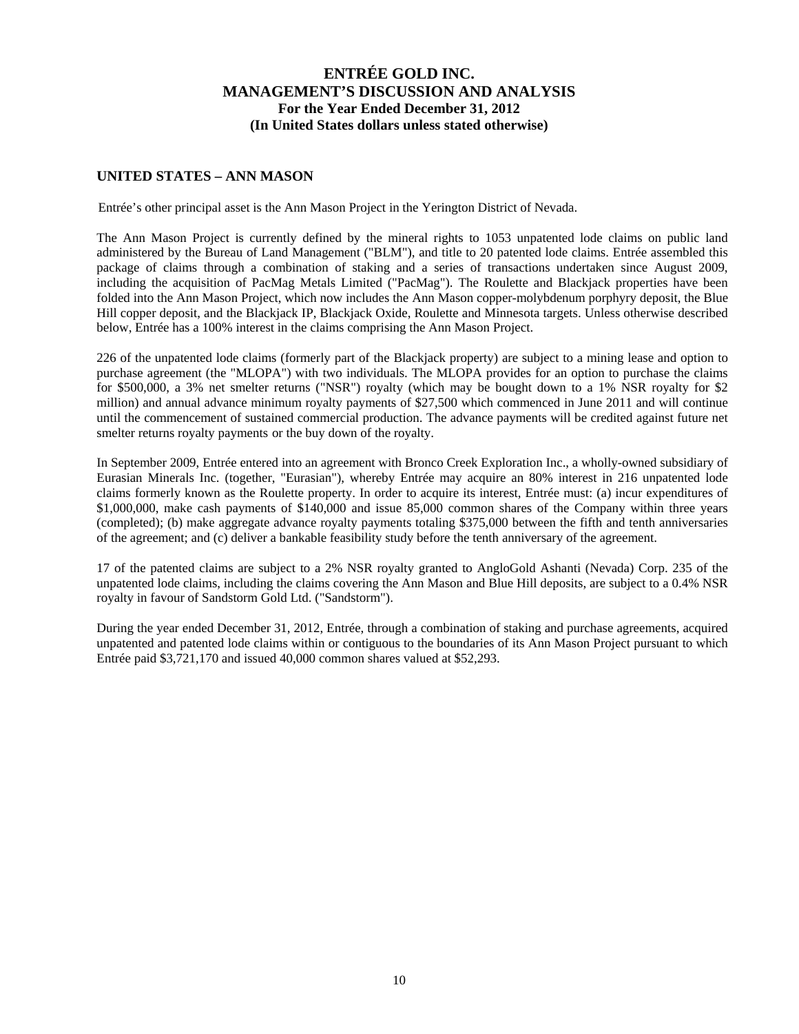## UNITED STATES – ANN MASON

Entrée's other principal asset is the Ann Mason Project in the Yerington District of Nevada.

The Ann Mason Project is currently defined by the mineral rights to 1053 unpatented lode claims on public land administered by the Bureau of Land Management ("BLM"), and title to 20 patented lode claims. Entrée assembled this package of claims through a combination of staking and a series of transactions undertaken since August 2009, including the acquisition of PacMag Metals Limited ("PacMag"). The Roulette and Blackjack properties have been folded into the Ann Mason Project, which now includes the Ann Mason copper-molybdenum porphyry deposit, the Blue Hill copper deposit, and the Blackjack IP, Blackjack Oxide, Roulette and Minnesota targets. Unless otherwise described below, Entrée has a 100% interest in the claims comprising the Ann Mason Project.

226 of the unpatented lode claims (formerly part of the Blackjack property) are subject to a mining lease and option to purchase agreement (the "MLOPA") with two individuals. The MLOPA provides for an option to purchase the claims for $500,000, a 3% net smelter returns ("NSR") royalty (which may be bought down to a 1% NSR royalty for $2 million) and annual advance minimum royalty payments of $27,500 which commenced in June 2011 and will continue until the commencement of sustained commercial production. The advance payments will be credited against future net smelter returns royalty payments or the buy down of the royalty.

In September 2009, Entrée entered into an agreement with Bronco Creek Exploration Inc., a wholly-owned subsidiary of Eurasian Minerals Inc. (together, "Eurasian"), whereby Entrée may acquire an 80% interest in 216 unpatented lode claims formerly known as the Roulette property. In order to acquire its interest, Entrée must: (a) incur expenditures of $1,000,000, make cash payments of $140,000 and issue 85,000 common shares of the Company within three years (completed); (b) make aggregate advance royalty payments totaling $375,000 between the fifth and tenth anniversaries of the agreement; and (c) deliver a bankable feasibility study before the tenth anniversary of the agreement.

17 of the patented claims are subject to a 2% NSR royalty granted to AngloGold Ashanti (Nevada) Corp. 235 of the unpatented lode claims, including the claims covering the Ann Mason and Blue Hill deposits, are subject to a 0.4% NSR royalty in favour of Sandstorm Gold Ltd. ("Sandstorm").

During the year ended December 31, 2012, Entrée, through a combination of staking and purchase agreements, acquired unpatented and patented lode claims within or contiguous to the boundaries of its Ann Mason Project pursuant to which Entrée paid $3,721,170 and issued 40,000 common shares valued at $52,293.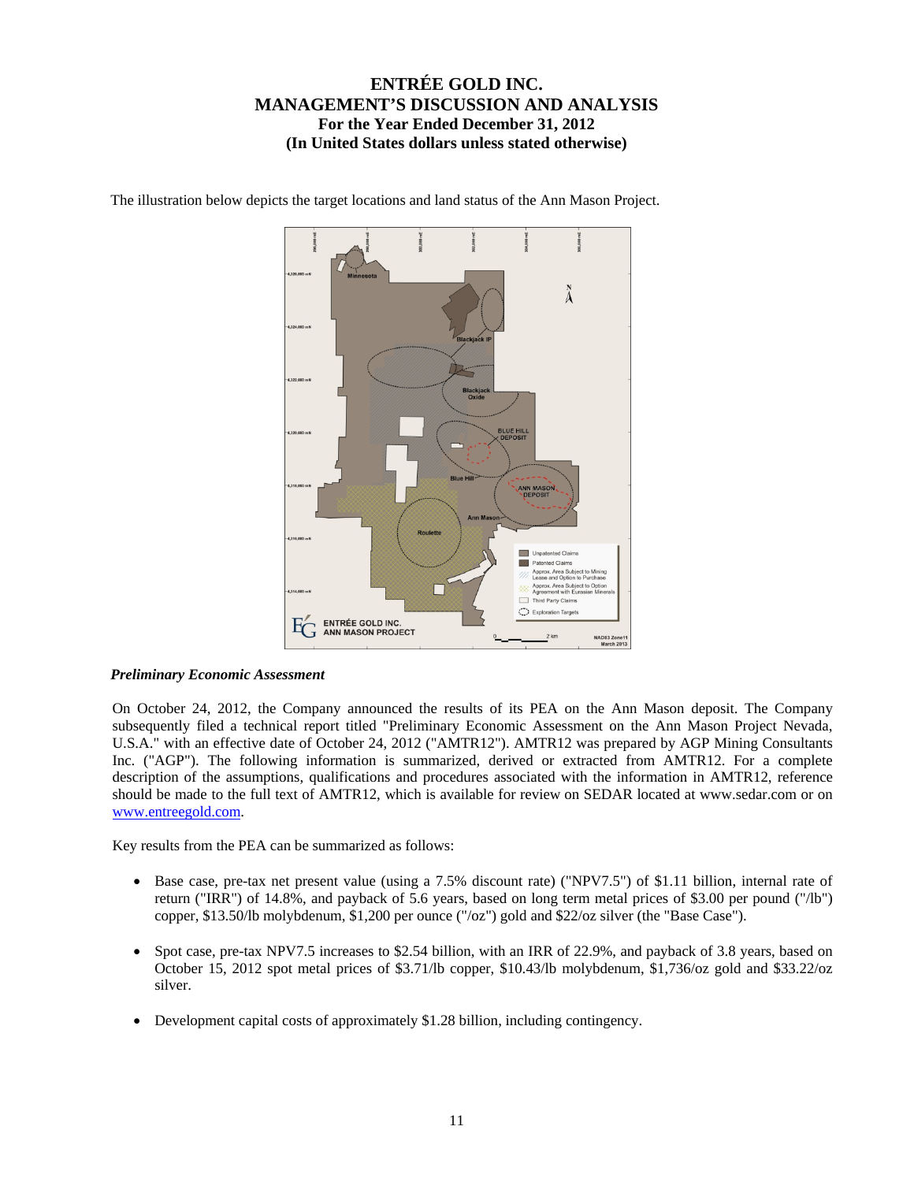The illustration below depicts the target locations and land status of the Ann Mason Project.

*Preliminary Economic Assessment*

On October 24, 2012, the Company announced the results of its PEA on the Ann Mason deposit. The Company subsequently filed a technical report titled "Preliminary Economic Assessment on the Ann Mason Project Nevada, U.S.A." with an effective date of October 24, 2012 ("AMTR12"). AMTR12 was prepared by AGP Mining Consultants Inc. ("AGP"). The following information is summarized, derived or extracted from AMTR12. For a complete description of the assumptions, qualifications and procedures associated with the information in AMTR12, reference should be made to the full text of AMTR12, which is available for review on SEDAR located at www.sedar.com or on www.entreegold.com.

Key results from the PEA can be summarized as follows:

- Base case, pre-tax net present value (using a 7.5% discount rate) ("NPV7.5") of $1.11 billion, internal rate of return ("IRR") of 14.8%, and payback of 5.6 years, based on long term metal prices of $3.00 per pound ("/lb") copper, $13.50/lb molybdenum, $1,200 per ounce ("/oz") gold and $22/oz silver (the "Base Case").

- Spot case, pre-tax NPV7.5 increases to $2.54 billion, with an IRR of 22.9%, and payback of 3.8 years, based on October 15, 2012 spot metal prices of $3.71/lb copper, $10.43/lb molybdenum, $1,736/oz gold and $33.22/oz silver.

- Development capital costs of approximately $1.28 billion, including contingency.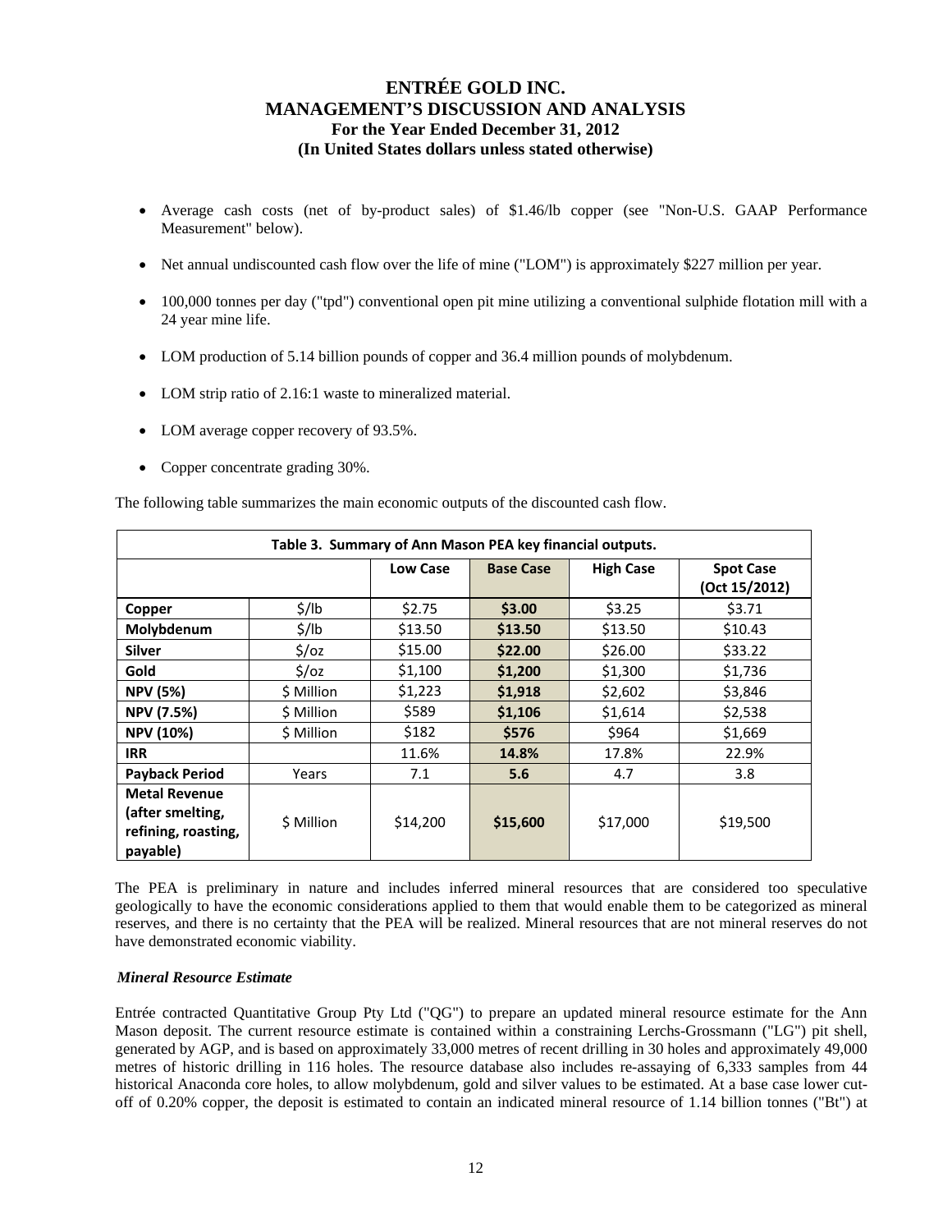- Average cash costs (net of by-product sales) of $1.46/lb copper (see "Non-U.S. GAAP Performance Measurement" below).
- Net annual undiscounted cash flow over the life of mine ("LOM") is approximately $227 million per year.
- 100,000 tonnes per day ("tpd") conventional open pit mine utilizing a conventional sulphide flotation mill with a 24 year mine life.
- LOM production of 5.14 billion pounds of copper and 36.4 million pounds of molybdenum.
- LOM strip ratio of 2.16:1 waste to mineralized material.
- LOM average copper recovery of 93.5%.
- Copper concentrate grading 30%.

The following table summarizes the main economic outputs of the discounted cash flow.

| Table 3. Summary of Ann Mason PEA key financial outputs. | | | | | |
|---|---|---|---|---|---|
| | | **Low Case** | **Base Case** | **High Case** | **Spot Case (Oct 15/2012)** |
| **Copper** | $/lb | $2.75 | **$3.00** | $3.25 | $3.71 |
| **Molybdenum** | $/lb | $13.50 | **$13.50** | $13.50 | $10.43 |
| **Silver** | $/oz | $15.00 | **$22.00** | $26.00 | $33.22 |
| **Gold** | $/oz | $1,100 | **$1,200** | $1,300 | $1,736 |
| **NPV (5%)** | $ Million | $1,223 | **$1,918** | $2,602 | $3,846 |
| **NPV (7.5%)** | $ Million | $589 | **$1,106** | $1,614 | $2,538 |
| **NPV (10%)** | $ Million | $182 | **$576** | $964 | $1,669 |
| **IRR** | | 11.6% | **14.8%** | 17.8% | 22.9% |
| **Payback Period** | Years | 7.1 | **5.6** | 4.7 | 3.8 |
| **Metal Revenue (after smelting, refining, roasting, payable)** | $ Million | $14,200 | **$15,600** | $17,000 | $19,500 |

The PEA is preliminary in nature and includes inferred mineral resources that are considered too speculative geologically to have the economic considerations applied to them that would enable them to be categorized as mineral reserves, and there is no certainty that the PEA will be realized. Mineral resources that are not mineral reserves do not have demonstrated economic viability.

***Mineral Resource Estimate***

Entrée contracted Quantitative Group Pty Ltd ("QG") to prepare an updated mineral resource estimate for the Ann Mason deposit. The current resource estimate is contained within a constraining Lerchs-Grossmann ("LG") pit shell, generated by AGP, and is based on approximately 33,000 metres of recent drilling in 30 holes and approximately 49,000 metres of historic drilling in 116 holes. The resource database also includes re-assaying of 6,333 samples from 44 historical Anaconda core holes, to allow molybdenum, gold and silver values to be estimated. At a base case lower cut-off of 0.20% copper, the deposit is estimated to contain an indicated mineral resource of 1.14 billion tonnes ("Bt") at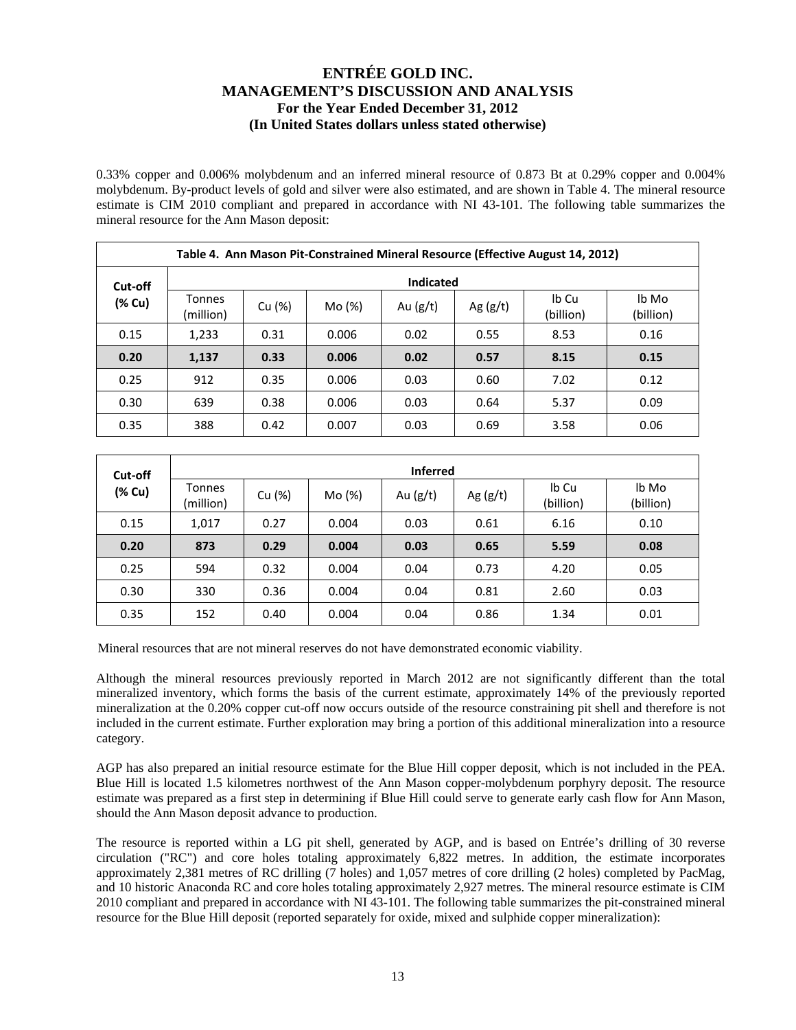0.33% copper and 0.006% molybdenum and an inferred mineral resource of 0.873 Bt at 0.29% copper and 0.004% molybdenum. By-product levels of gold and silver were also estimated, and are shown in Table 4. The mineral resource estimate is CIM 2010 compliant and prepared in accordance with NI 43-101. The following table summarizes the mineral resource for the Ann Mason deposit:

**Table 4. Ann Mason Pit-Constrained Mineral Resource (Effective August 14, 2012)**

| Cut-off (% Cu) | Indicated | | | | | | |
|---|---|---|---|---|---|---|---|
| | Tonnes (million) | Cu (%) | Mo (%) | Au (g/t) | Ag (g/t) | lb Cu (billion) | lb Mo (billion) |
| 0.15 | 1,233 | 0.31 | 0.006 | 0.02 | 0.55 | 8.53 | 0.16 |
| **0.20** | **1,137** | **0.33** | **0.006** | **0.02** | **0.57** | **8.15** | **0.15** |
| 0.25 | 912 | 0.35 | 0.006 | 0.03 | 0.60 | 7.02 | 0.12 |
| 0.30 | 639 | 0.38 | 0.006 | 0.03 | 0.64 | 5.37 | 0.09 |
| 0.35 | 388 | 0.42 | 0.007 | 0.03 | 0.69 | 3.58 | 0.06 |

| Cut-off (% Cu) | Inferred | | | | | | |
|---|---|---|---|---|---|---|---|
| | Tonnes (million) | Cu (%) | Mo (%) | Au (g/t) | Ag (g/t) | lb Cu (billion) | lb Mo (billion) |
| 0.15 | 1,017 | 0.27 | 0.004 | 0.03 | 0.61 | 6.16 | 0.10 |
| **0.20** | **873** | **0.29** | **0.004** | **0.03** | **0.65** | **5.59** | **0.08** |
| 0.25 | 594 | 0.32 | 0.004 | 0.04 | 0.73 | 4.20 | 0.05 |
| 0.30 | 330 | 0.36 | 0.004 | 0.04 | 0.81 | 2.60 | 0.03 |
| 0.35 | 152 | 0.40 | 0.004 | 0.04 | 0.86 | 1.34 | 0.01 |

Mineral resources that are not mineral reserves do not have demonstrated economic viability.

Although the mineral resources previously reported in March 2012 are not significantly different than the total mineralized inventory, which forms the basis of the current estimate, approximately 14% of the previously reported mineralization at the 0.20% copper cut-off now occurs outside of the resource constraining pit shell and therefore is not included in the current estimate. Further exploration may bring a portion of this additional mineralization into a resource category.

AGP has also prepared an initial resource estimate for the Blue Hill copper deposit, which is not included in the PEA. Blue Hill is located 1.5 kilometres northwest of the Ann Mason copper-molybdenum porphyry deposit. The resource estimate was prepared as a first step in determining if Blue Hill could serve to generate early cash flow for Ann Mason, should the Ann Mason deposit advance to production.

The resource is reported within a LG pit shell, generated by AGP, and is based on Entrée's drilling of 30 reverse circulation ("RC") and core holes totaling approximately 6,822 metres. In addition, the estimate incorporates approximately 2,381 metres of RC drilling (7 holes) and 1,057 metres of core drilling (2 holes) completed by PacMag, and 10 historic Anaconda RC and core holes totaling approximately 2,927 metres. The mineral resource estimate is CIM 2010 compliant and prepared in accordance with NI 43-101. The following table summarizes the pit-constrained mineral resource for the Blue Hill deposit (reported separately for oxide, mixed and sulphide copper mineralization):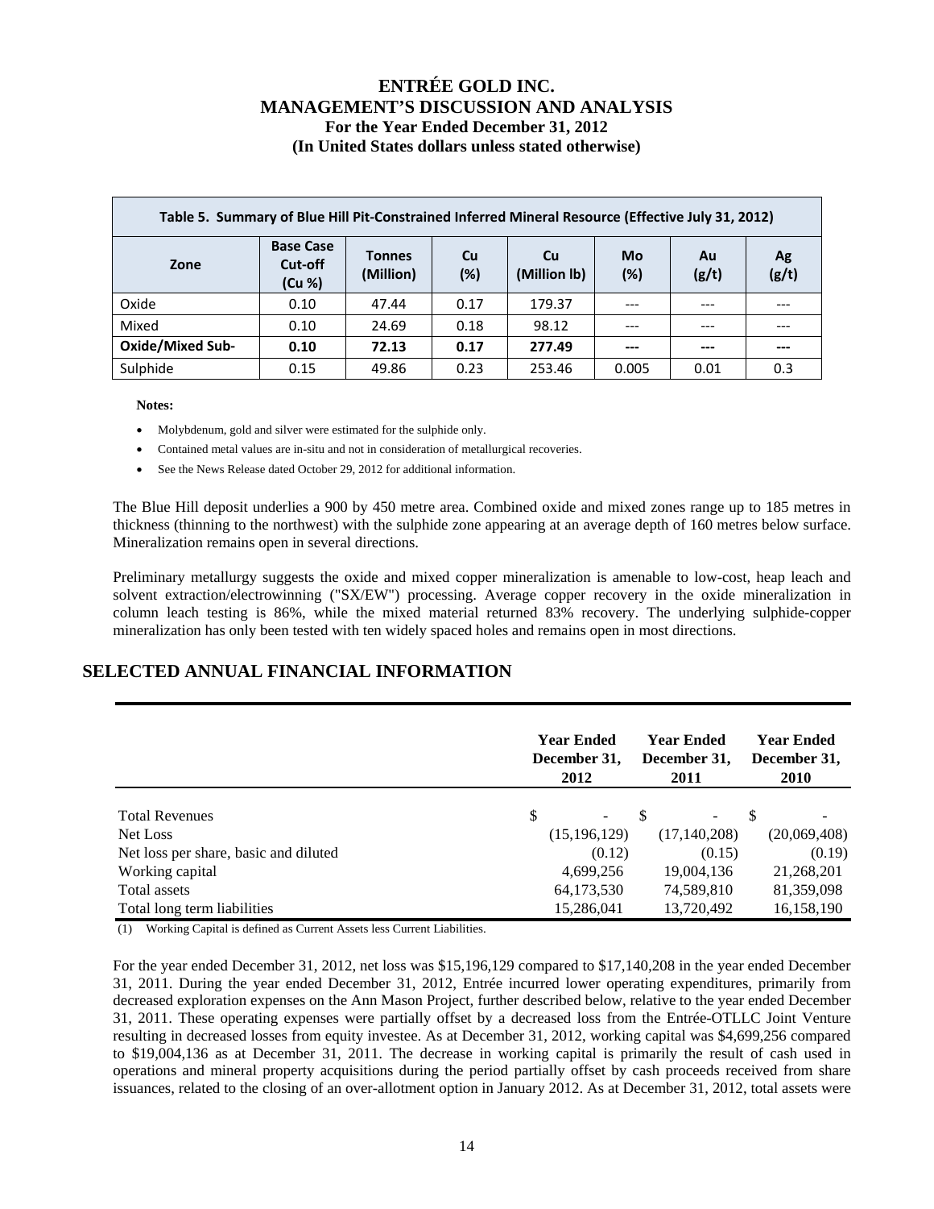| Table 5. Summary of Blue Hill Pit-Constrained Inferred Mineral Resource (Effective July 31, 2012) | | | | | | | |
|---|---|---|---|---|---|---|---|
| **Zone** | **Base Case Cut-off (Cu %)** | **Tonnes (Million)** | **Cu (%)** | **Cu (Million lb)** | **Mo (%)** | **Au (g/t)** | **Ag (g/t)** |
| Oxide | 0.10 | 47.44 | 0.17 | 179.37 | --- | --- | --- |
| Mixed | 0.10 | 24.69 | 0.18 | 98.12 | --- | --- | --- |
| **Oxide/Mixed Sub-** | **0.10** | **72.13** | **0.17** | **277.49** | **---** | **---** | **---** |
| Sulphide | 0.15 | 49.86 | 0.23 | 253.46 | 0.005 | 0.01 | 0.3 |

**Notes:**

- Molybdenum, gold and silver were estimated for the sulphide only.
- Contained metal values are in-situ and not in consideration of metallurgical recoveries.
- See the News Release dated October 29, 2012 for additional information.

The Blue Hill deposit underlies a 900 by 450 metre area. Combined oxide and mixed zones range up to 185 metres in thickness (thinning to the northwest) with the sulphide zone appearing at an average depth of 160 metres below surface. Mineralization remains open in several directions.

Preliminary metallurgy suggests the oxide and mixed copper mineralization is amenable to low-cost, heap leach and solvent extraction/electrowinning ("SX/EW") processing. Average copper recovery in the oxide mineralization in column leach testing is 86%, while the mixed material returned 83% recovery. The underlying sulphide-copper mineralization has only been tested with ten widely spaced holes and remains open in most directions.

## SELECTED ANNUAL FINANCIAL INFORMATION

| | Year Ended December 31, 2012 | Year Ended December 31, 2011 | Year Ended December 31, 2010 |
|---|---|---|---|
| Total Revenues | $ - | $ - | $ - |
| Net Loss | (15,196,129) | (17,140,208) | (20,069,408) |
| Net loss per share, basic and diluted | (0.12) | (0.15) | (0.19) |
| Working capital | 4,699,256 | 19,004,136 | 21,268,201 |
| Total assets | 64,173,530 | 74,589,810 | 81,359,098 |
| Total long term liabilities | 15,286,041 | 13,720,492 | 16,158,190 |

(1) Working Capital is defined as Current Assets less Current Liabilities.

For the year ended December 31, 2012, net loss was $15,196,129 compared to $17,140,208 in the year ended December 31, 2011. During the year ended December 31, 2012, Entrée incurred lower operating expenditures, primarily from decreased exploration expenses on the Ann Mason Project, further described below, relative to the year ended December 31, 2011. These operating expenses were partially offset by a decreased loss from the Entrée-OTLLC Joint Venture resulting in decreased losses from equity investee. As at December 31, 2012, working capital was $4,699,256 compared to $19,004,136 as at December 31, 2011. The decrease in working capital is primarily the result of cash used in operations and mineral property acquisitions during the period partially offset by cash proceeds received from share issuances, related to the closing of an over-allotment option in January 2012. As at December 31, 2012, total assets were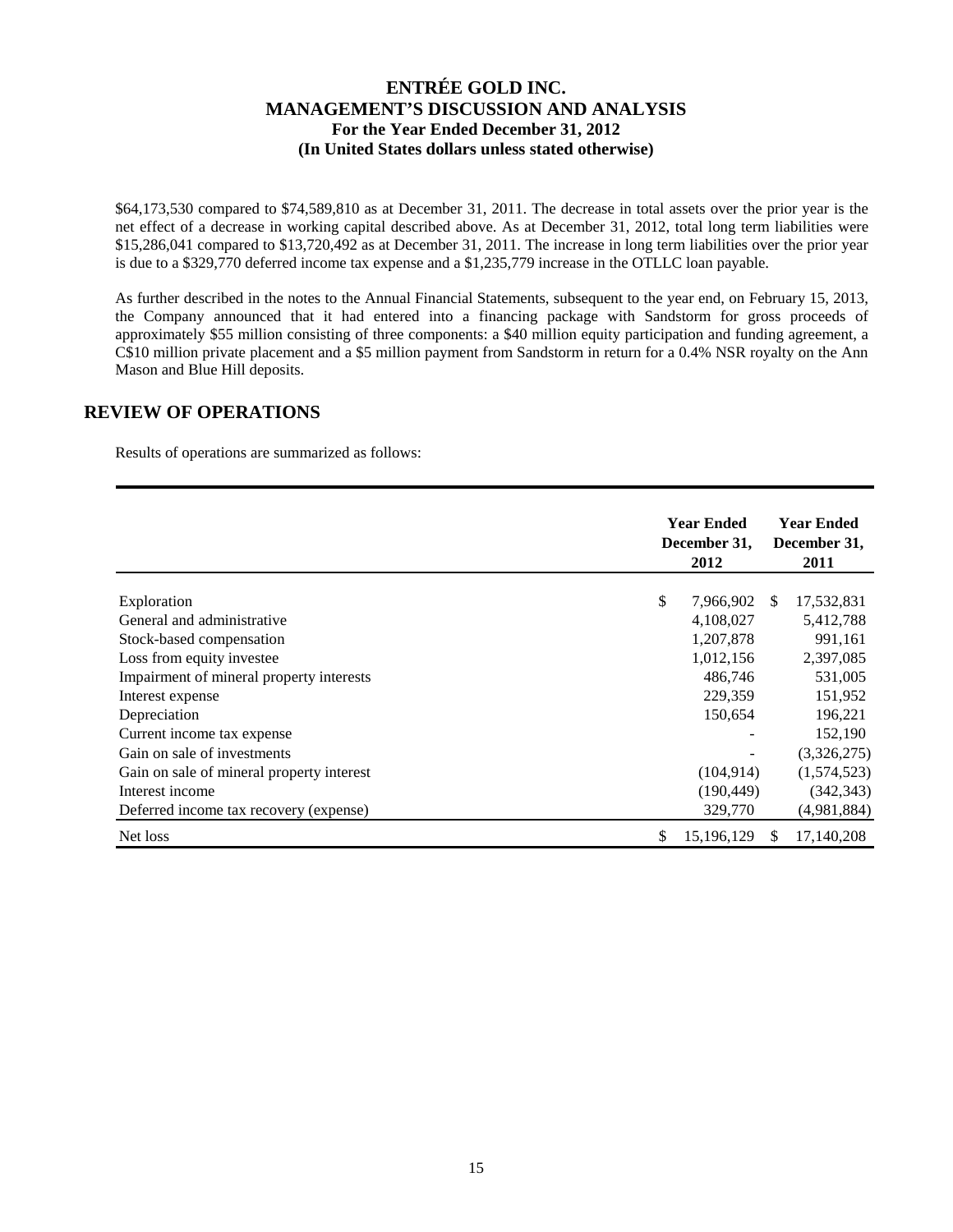$64,173,530 compared to $74,589,810 as at December 31, 2011. The decrease in total assets over the prior year is the net effect of a decrease in working capital described above. As at December 31, 2012, total long term liabilities were $15,286,041 compared to $13,720,492 as at December 31, 2011. The increase in long term liabilities over the prior year is due to a $329,770 deferred income tax expense and a $1,235,779 increase in the OTLLC loan payable.

As further described in the notes to the Annual Financial Statements, subsequent to the year end, on February 15, 2013, the Company announced that it had entered into a financing package with Sandstorm for gross proceeds of approximately $55 million consisting of three components: a $40 million equity participation and funding agreement, a C$10 million private placement and a $5 million payment from Sandstorm in return for a 0.4% NSR royalty on the Ann Mason and Blue Hill deposits.

## REVIEW OF OPERATIONS

Results of operations are summarized as follows:

| | Year Ended December 31, 2012 | Year Ended December 31, 2011 |
|---|---|---|
| Exploration | $ 7,966,902 | $ 17,532,831 |
| General and administrative | 4,108,027 | 5,412,788 |
| Stock-based compensation | 1,207,878 | 991,161 |
| Loss from equity investee | 1,012,156 | 2,397,085 |
| Impairment of mineral property interests | 486,746 | 531,005 |
| Interest expense | 229,359 | 151,952 |
| Depreciation | 150,654 | 196,221 |
| Current income tax expense | - | 152,190 |
| Gain on sale of investments | - | (3,326,275) |
| Gain on sale of mineral property interest | (104,914) | (1,574,523) |
| Interest income | (190,449) | (342,343) |
| Deferred income tax recovery (expense) | 329,770 | (4,981,884) |
| Net loss | $ 15,196,129 | $ 17,140,208 |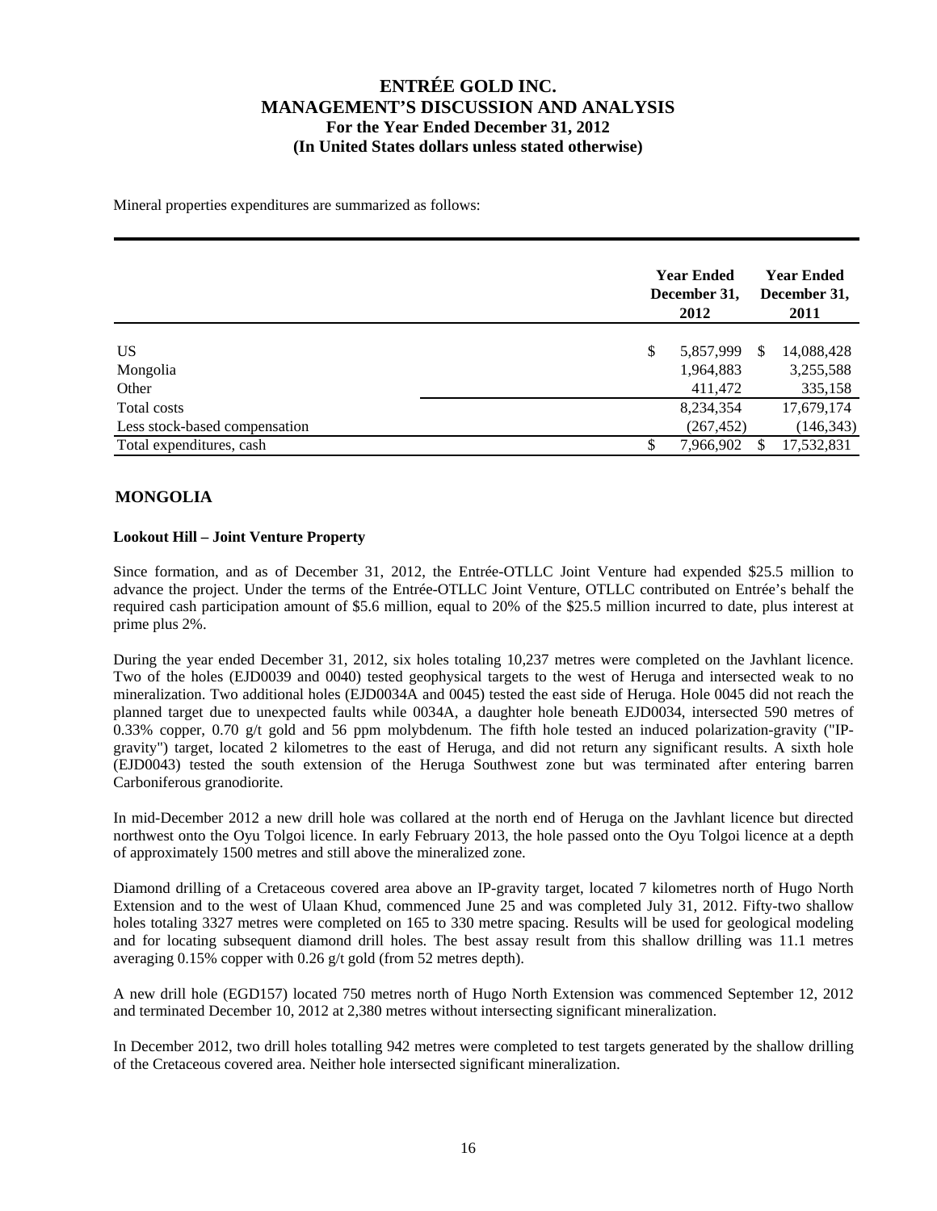Mineral properties expenditures are summarized as follows:

| | Year Ended December 31, 2012 | Year Ended December 31, 2011 |
|---|---|---|
| US | $ 5,857,999 | $ 14,088,428 |
| Mongolia | 1,964,883 | 3,255,588 |
| Other | 411,472 | 335,158 |
| Total costs | 8,234,354 | 17,679,174 |
| Less stock-based compensation | (267,452) | (146,343) |
| Total expenditures, cash | $ 7,966,902 | $ 17,532,831 |

## MONGOLIA

### Lookout Hill – Joint Venture Property

Since formation, and as of December 31, 2012, the Entrée-OTLLC Joint Venture had expended $25.5 million to advance the project. Under the terms of the Entrée-OTLLC Joint Venture, OTLLC contributed on Entrée's behalf the required cash participation amount of $5.6 million, equal to 20% of the $25.5 million incurred to date, plus interest at prime plus 2%.

During the year ended December 31, 2012, six holes totaling 10,237 metres were completed on the Javhlant licence. Two of the holes (EJD0039 and 0040) tested geophysical targets to the west of Heruga and intersected weak to no mineralization. Two additional holes (EJD0034A and 0045) tested the east side of Heruga. Hole 0045 did not reach the planned target due to unexpected faults while 0034A, a daughter hole beneath EJD0034, intersected 590 metres of 0.33% copper, 0.70 g/t gold and 56 ppm molybdenum. The fifth hole tested an induced polarization-gravity ("IP-gravity") target, located 2 kilometres to the east of Heruga, and did not return any significant results. A sixth hole (EJD0043) tested the south extension of the Heruga Southwest zone but was terminated after entering barren Carboniferous granodiorite.

In mid-December 2012 a new drill hole was collared at the north end of Heruga on the Javhlant licence but directed northwest onto the Oyu Tolgoi licence. In early February 2013, the hole passed onto the Oyu Tolgoi licence at a depth of approximately 1500 metres and still above the mineralized zone.

Diamond drilling of a Cretaceous covered area above an IP-gravity target, located 7 kilometres north of Hugo North Extension and to the west of Ulaan Khud, commenced June 25 and was completed July 31, 2012. Fifty-two shallow holes totaling 3327 metres were completed on 165 to 330 metre spacing. Results will be used for geological modeling and for locating subsequent diamond drill holes. The best assay result from this shallow drilling was 11.1 metres averaging 0.15% copper with 0.26 g/t gold (from 52 metres depth).

A new drill hole (EGD157) located 750 metres north of Hugo North Extension was commenced September 12, 2012 and terminated December 10, 2012 at 2,380 metres without intersecting significant mineralization.

In December 2012, two drill holes totalling 942 metres were completed to test targets generated by the shallow drilling of the Cretaceous covered area. Neither hole intersected significant mineralization.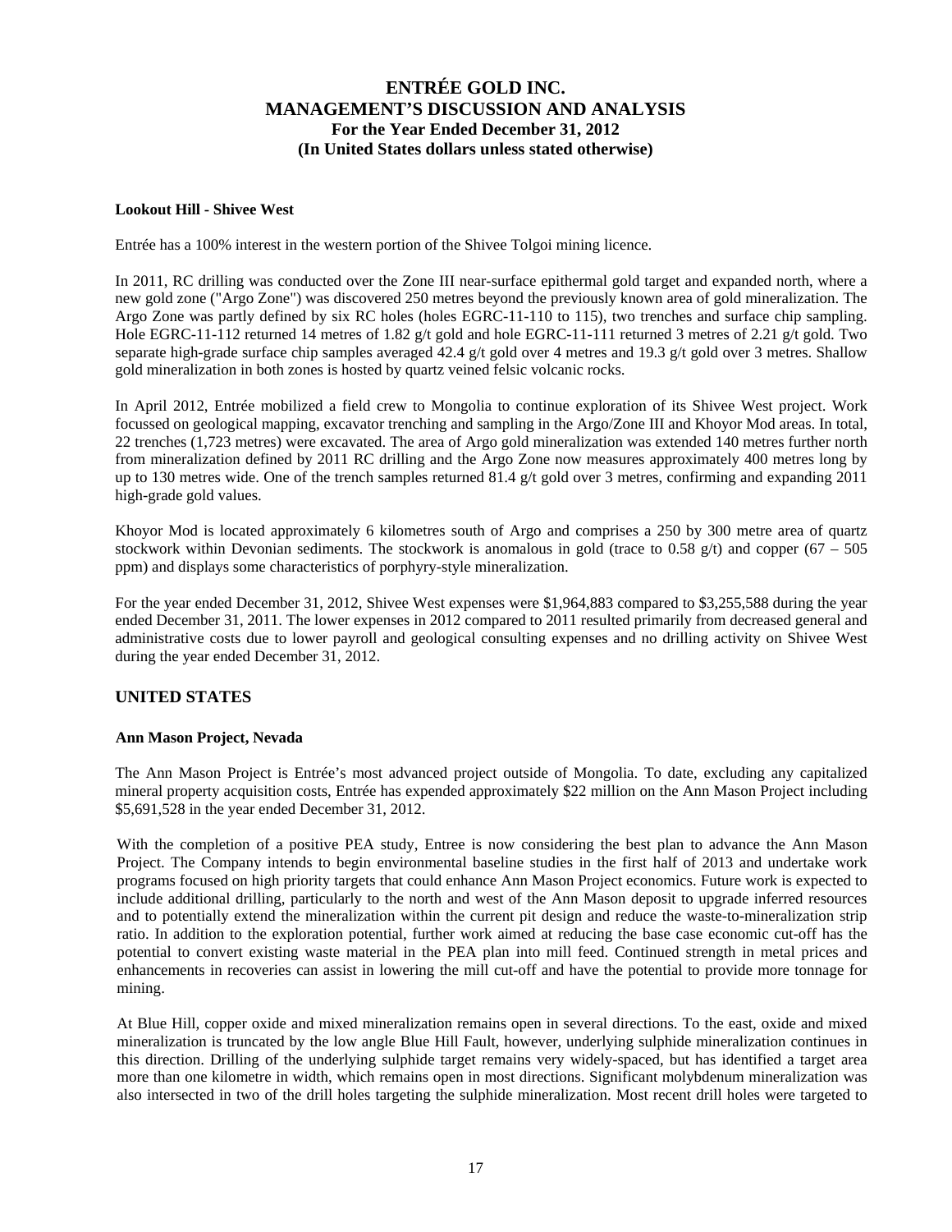### Lookout Hill - Shivee West

Entrée has a 100% interest in the western portion of the Shivee Tolgoi mining licence.

In 2011, RC drilling was conducted over the Zone III near-surface epithermal gold target and expanded north, where a new gold zone ("Argo Zone") was discovered 250 metres beyond the previously known area of gold mineralization. The Argo Zone was partly defined by six RC holes (holes EGRC-11-110 to 115), two trenches and surface chip sampling. Hole EGRC-11-112 returned 14 metres of 1.82 g/t gold and hole EGRC-11-111 returned 3 metres of 2.21 g/t gold. Two separate high-grade surface chip samples averaged 42.4 g/t gold over 4 metres and 19.3 g/t gold over 3 metres. Shallow gold mineralization in both zones is hosted by quartz veined felsic volcanic rocks.

In April 2012, Entrée mobilized a field crew to Mongolia to continue exploration of its Shivee West project. Work focussed on geological mapping, excavator trenching and sampling in the Argo/Zone III and Khoyor Mod areas. In total, 22 trenches (1,723 metres) were excavated. The area of Argo gold mineralization was extended 140 metres further north from mineralization defined by 2011 RC drilling and the Argo Zone now measures approximately 400 metres long by up to 130 metres wide. One of the trench samples returned 81.4 g/t gold over 3 metres, confirming and expanding 2011 high-grade gold values.

Khoyor Mod is located approximately 6 kilometres south of Argo and comprises a 250 by 300 metre area of quartz stockwork within Devonian sediments. The stockwork is anomalous in gold (trace to 0.58 g/t) and copper (67 – 505 ppm) and displays some characteristics of porphyry-style mineralization.

For the year ended December 31, 2012, Shivee West expenses were $1,964,883 compared to $3,255,588 during the year ended December 31, 2011. The lower expenses in 2012 compared to 2011 resulted primarily from decreased general and administrative costs due to lower payroll and geological consulting expenses and no drilling activity on Shivee West during the year ended December 31, 2012.

## UNITED STATES

### Ann Mason Project, Nevada

The Ann Mason Project is Entrée's most advanced project outside of Mongolia. To date, excluding any capitalized mineral property acquisition costs, Entrée has expended approximately $22 million on the Ann Mason Project including $5,691,528 in the year ended December 31, 2012.

With the completion of a positive PEA study, Entree is now considering the best plan to advance the Ann Mason Project. The Company intends to begin environmental baseline studies in the first half of 2013 and undertake work programs focused on high priority targets that could enhance Ann Mason Project economics. Future work is expected to include additional drilling, particularly to the north and west of the Ann Mason deposit to upgrade inferred resources and to potentially extend the mineralization within the current pit design and reduce the waste-to-mineralization strip ratio. In addition to the exploration potential, further work aimed at reducing the base case economic cut-off has the potential to convert existing waste material in the PEA plan into mill feed. Continued strength in metal prices and enhancements in recoveries can assist in lowering the mill cut-off and have the potential to provide more tonnage for mining.

At Blue Hill, copper oxide and mixed mineralization remains open in several directions. To the east, oxide and mixed mineralization is truncated by the low angle Blue Hill Fault, however, underlying sulphide mineralization continues in this direction. Drilling of the underlying sulphide target remains very widely-spaced, but has identified a target area more than one kilometre in width, which remains open in most directions. Significant molybdenum mineralization was also intersected in two of the drill holes targeting the sulphide mineralization. Most recent drill holes were targeted to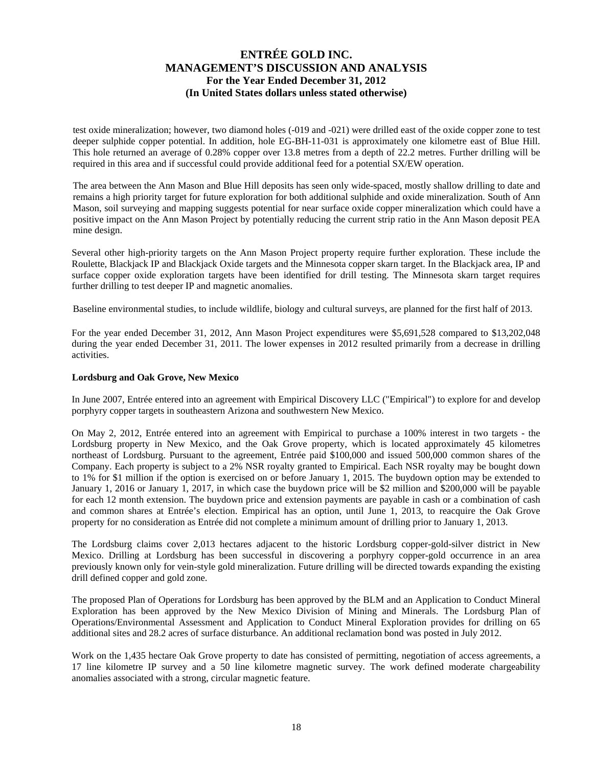test oxide mineralization; however, two diamond holes (-019 and -021) were drilled east of the oxide copper zone to test deeper sulphide copper potential. In addition, hole EG-BH-11-031 is approximately one kilometre east of Blue Hill. This hole returned an average of 0.28% copper over 13.8 metres from a depth of 22.2 metres. Further drilling will be required in this area and if successful could provide additional feed for a potential SX/EW operation.

The area between the Ann Mason and Blue Hill deposits has seen only wide-spaced, mostly shallow drilling to date and remains a high priority target for future exploration for both additional sulphide and oxide mineralization. South of Ann Mason, soil surveying and mapping suggests potential for near surface oxide copper mineralization which could have a positive impact on the Ann Mason Project by potentially reducing the current strip ratio in the Ann Mason deposit PEA mine design.

Several other high-priority targets on the Ann Mason Project property require further exploration. These include the Roulette, Blackjack IP and Blackjack Oxide targets and the Minnesota copper skarn target. In the Blackjack area, IP and surface copper oxide exploration targets have been identified for drill testing. The Minnesota skarn target requires further drilling to test deeper IP and magnetic anomalies.

Baseline environmental studies, to include wildlife, biology and cultural surveys, are planned for the first half of 2013.

For the year ended December 31, 2012, Ann Mason Project expenditures were $5,691,528 compared to $13,202,048 during the year ended December 31, 2011. The lower expenses in 2012 resulted primarily from a decrease in drilling activities.

**Lordsburg and Oak Grove, New Mexico**

In June 2007, Entrée entered into an agreement with Empirical Discovery LLC ("Empirical") to explore for and develop porphyry copper targets in southeastern Arizona and southwestern New Mexico.

On May 2, 2012, Entrée entered into an agreement with Empirical to purchase a 100% interest in two targets - the Lordsburg property in New Mexico, and the Oak Grove property, which is located approximately 45 kilometres northeast of Lordsburg. Pursuant to the agreement, Entrée paid $100,000 and issued 500,000 common shares of the Company. Each property is subject to a 2% NSR royalty granted to Empirical. Each NSR royalty may be bought down to 1% for $1 million if the option is exercised on or before January 1, 2015. The buydown option may be extended to January 1, 2016 or January 1, 2017, in which case the buydown price will be $2 million and $200,000 will be payable for each 12 month extension. The buydown price and extension payments are payable in cash or a combination of cash and common shares at Entrée's election. Empirical has an option, until June 1, 2013, to reacquire the Oak Grove property for no consideration as Entrée did not complete a minimum amount of drilling prior to January 1, 2013.

The Lordsburg claims cover 2,013 hectares adjacent to the historic Lordsburg copper-gold-silver district in New Mexico. Drilling at Lordsburg has been successful in discovering a porphyry copper-gold occurrence in an area previously known only for vein-style gold mineralization. Future drilling will be directed towards expanding the existing drill defined copper and gold zone.

The proposed Plan of Operations for Lordsburg has been approved by the BLM and an Application to Conduct Mineral Exploration has been approved by the New Mexico Division of Mining and Minerals. The Lordsburg Plan of Operations/Environmental Assessment and Application to Conduct Mineral Exploration provides for drilling on 65 additional sites and 28.2 acres of surface disturbance. An additional reclamation bond was posted in July 2012.

Work on the 1,435 hectare Oak Grove property to date has consisted of permitting, negotiation of access agreements, a 17 line kilometre IP survey and a 50 line kilometre magnetic survey. The work defined moderate chargeability anomalies associated with a strong, circular magnetic feature.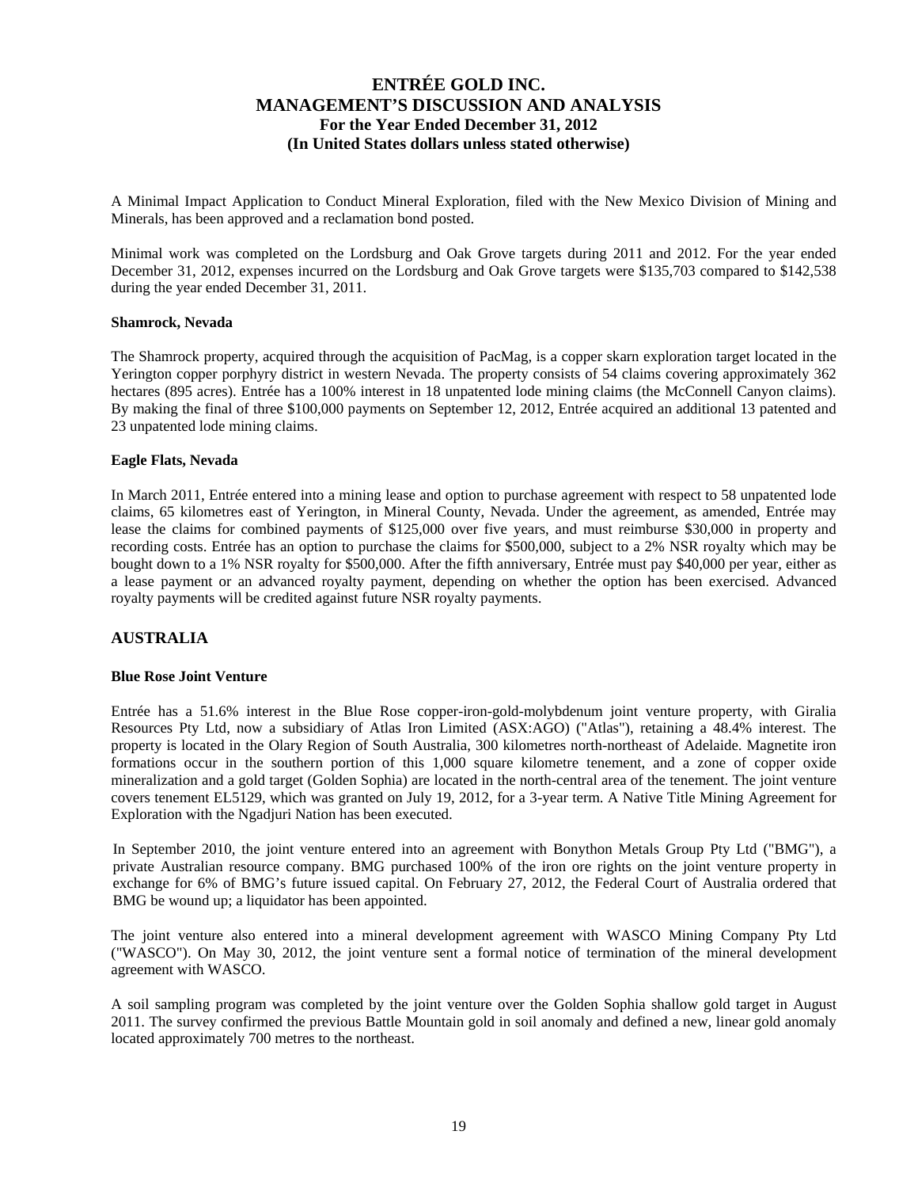A Minimal Impact Application to Conduct Mineral Exploration, filed with the New Mexico Division of Mining and Minerals, has been approved and a reclamation bond posted.

Minimal work was completed on the Lordsburg and Oak Grove targets during 2011 and 2012. For the year ended December 31, 2012, expenses incurred on the Lordsburg and Oak Grove targets were $135,703 compared to $142,538 during the year ended December 31, 2011.

**Shamrock, Nevada**

The Shamrock property, acquired through the acquisition of PacMag, is a copper skarn exploration target located in the Yerington copper porphyry district in western Nevada. The property consists of 54 claims covering approximately 362 hectares (895 acres). Entrée has a 100% interest in 18 unpatented lode mining claims (the McConnell Canyon claims). By making the final of three $100,000 payments on September 12, 2012, Entrée acquired an additional 13 patented and 23 unpatented lode mining claims.

**Eagle Flats, Nevada**

In March 2011, Entrée entered into a mining lease and option to purchase agreement with respect to 58 unpatented lode claims, 65 kilometres east of Yerington, in Mineral County, Nevada. Under the agreement, as amended, Entrée may lease the claims for combined payments of $125,000 over five years, and must reimburse $30,000 in property and recording costs. Entrée has an option to purchase the claims for $500,000, subject to a 2% NSR royalty which may be bought down to a 1% NSR royalty for $500,000. After the fifth anniversary, Entrée must pay $40,000 per year, either as a lease payment or an advanced royalty payment, depending on whether the option has been exercised. Advanced royalty payments will be credited against future NSR royalty payments.

## AUSTRALIA

**Blue Rose Joint Venture**

Entrée has a 51.6% interest in the Blue Rose copper-iron-gold-molybdenum joint venture property, with Giralia Resources Pty Ltd, now a subsidiary of Atlas Iron Limited (ASX:AGO) ("Atlas"), retaining a 48.4% interest. The property is located in the Olary Region of South Australia, 300 kilometres north-northeast of Adelaide. Magnetite iron formations occur in the southern portion of this 1,000 square kilometre tenement, and a zone of copper oxide mineralization and a gold target (Golden Sophia) are located in the north-central area of the tenement. The joint venture covers tenement EL5129, which was granted on July 19, 2012, for a 3-year term. A Native Title Mining Agreement for Exploration with the Ngadjuri Nation has been executed.

In September 2010, the joint venture entered into an agreement with Bonython Metals Group Pty Ltd ("BMG"), a private Australian resource company. BMG purchased 100% of the iron ore rights on the joint venture property in exchange for 6% of BMG's future issued capital. On February 27, 2012, the Federal Court of Australia ordered that BMG be wound up; a liquidator has been appointed.

The joint venture also entered into a mineral development agreement with WASCO Mining Company Pty Ltd ("WASCO"). On May 30, 2012, the joint venture sent a formal notice of termination of the mineral development agreement with WASCO.

A soil sampling program was completed by the joint venture over the Golden Sophia shallow gold target in August 2011. The survey confirmed the previous Battle Mountain gold in soil anomaly and defined a new, linear gold anomaly located approximately 700 metres to the northeast.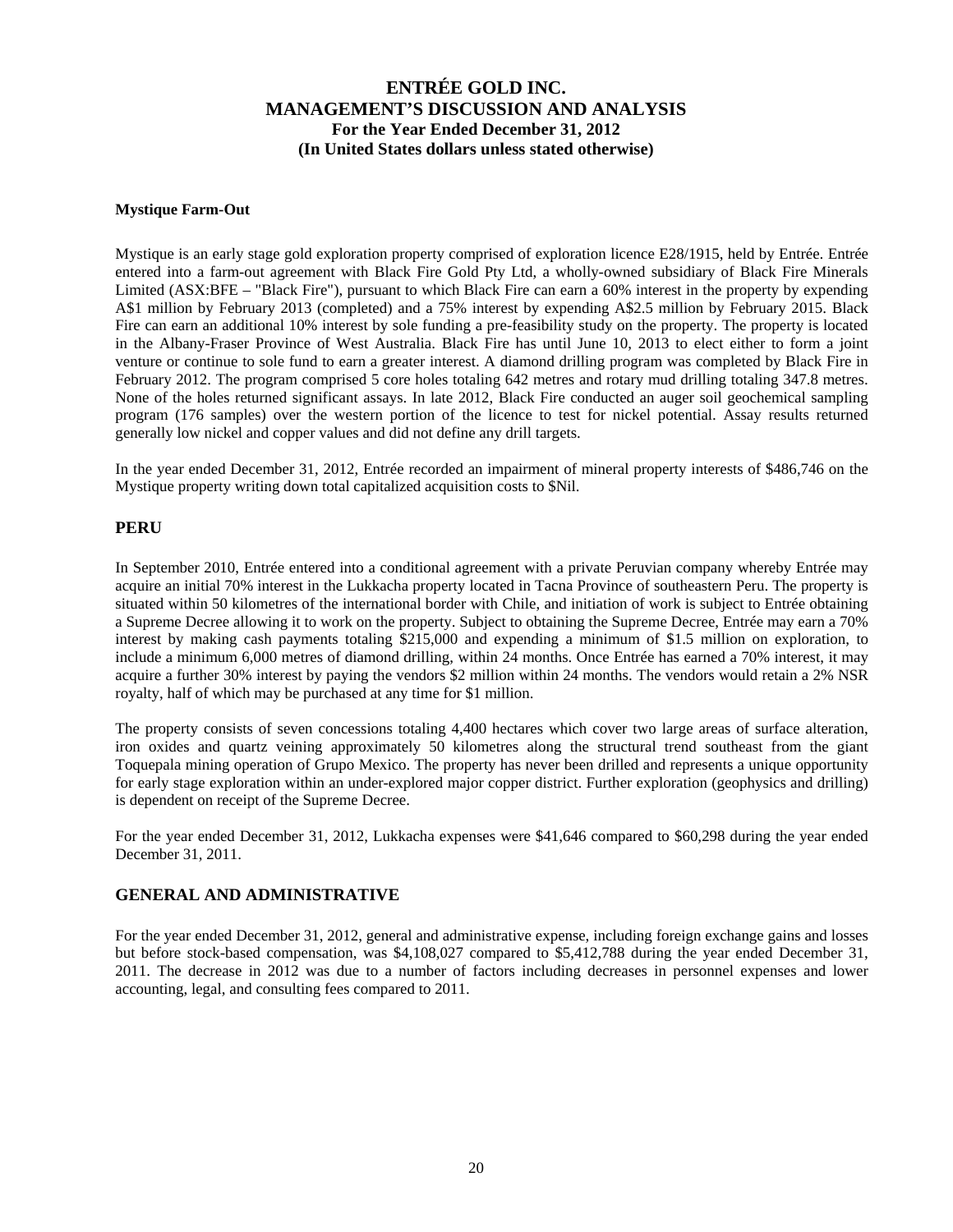**Mystique Farm-Out**

Mystique is an early stage gold exploration property comprised of exploration licence E28/1915, held by Entrée. Entrée entered into a farm-out agreement with Black Fire Gold Pty Ltd, a wholly-owned subsidiary of Black Fire Minerals Limited (ASX:BFE – "Black Fire"), pursuant to which Black Fire can earn a 60% interest in the property by expending A$1 million by February 2013 (completed) and a 75% interest by expending A$2.5 million by February 2015. Black Fire can earn an additional 10% interest by sole funding a pre-feasibility study on the property. The property is located in the Albany-Fraser Province of West Australia. Black Fire has until June 10, 2013 to elect either to form a joint venture or continue to sole fund to earn a greater interest. A diamond drilling program was completed by Black Fire in February 2012. The program comprised 5 core holes totaling 642 metres and rotary mud drilling totaling 347.8 metres. None of the holes returned significant assays. In late 2012, Black Fire conducted an auger soil geochemical sampling program (176 samples) over the western portion of the licence to test for nickel potential. Assay results returned generally low nickel and copper values and did not define any drill targets.

In the year ended December 31, 2012, Entrée recorded an impairment of mineral property interests of $486,746 on the Mystique property writing down total capitalized acquisition costs to $Nil.

## PERU

In September 2010, Entrée entered into a conditional agreement with a private Peruvian company whereby Entrée may acquire an initial 70% interest in the Lukkacha property located in Tacna Province of southeastern Peru. The property is situated within 50 kilometres of the international border with Chile, and initiation of work is subject to Entrée obtaining a Supreme Decree allowing it to work on the property. Subject to obtaining the Supreme Decree, Entrée may earn a 70% interest by making cash payments totaling $215,000 and expending a minimum of $1.5 million on exploration, to include a minimum 6,000 metres of diamond drilling, within 24 months. Once Entrée has earned a 70% interest, it may acquire a further 30% interest by paying the vendors $2 million within 24 months. The vendors would retain a 2% NSR royalty, half of which may be purchased at any time for $1 million.

The property consists of seven concessions totaling 4,400 hectares which cover two large areas of surface alteration, iron oxides and quartz veining approximately 50 kilometres along the structural trend southeast from the giant Toquepala mining operation of Grupo Mexico. The property has never been drilled and represents a unique opportunity for early stage exploration within an under-explored major copper district. Further exploration (geophysics and drilling) is dependent on receipt of the Supreme Decree.

For the year ended December 31, 2012, Lukkacha expenses were $41,646 compared to $60,298 during the year ended December 31, 2011.

## GENERAL AND ADMINISTRATIVE

For the year ended December 31, 2012, general and administrative expense, including foreign exchange gains and losses but before stock-based compensation, was $4,108,027 compared to $5,412,788 during the year ended December 31, 2011. The decrease in 2012 was due to a number of factors including decreases in personnel expenses and lower accounting, legal, and consulting fees compared to 2011.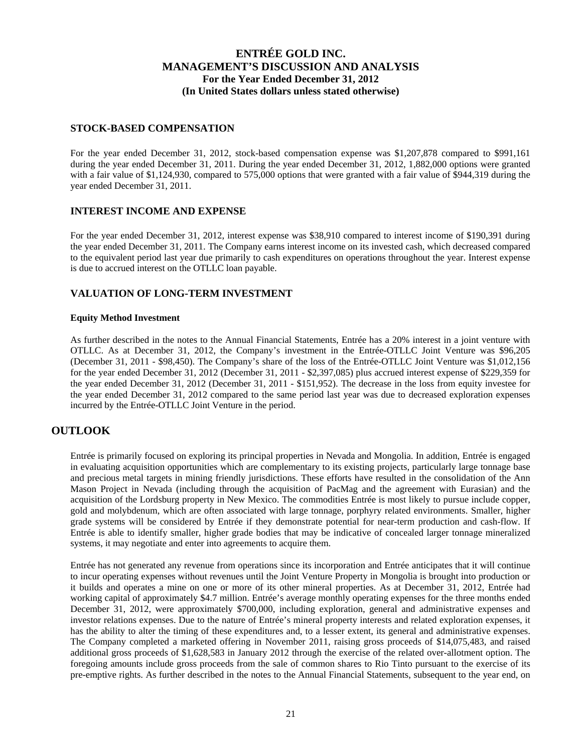## STOCK-BASED COMPENSATION

For the year ended December 31, 2012, stock-based compensation expense was $1,207,878 compared to $991,161 during the year ended December 31, 2011. During the year ended December 31, 2012, 1,882,000 options were granted with a fair value of $1,124,930, compared to 575,000 options that were granted with a fair value of $944,319 during the year ended December 31, 2011.

## INTEREST INCOME AND EXPENSE

For the year ended December 31, 2012, interest expense was $38,910 compared to interest income of $190,391 during the year ended December 31, 2011. The Company earns interest income on its invested cash, which decreased compared to the equivalent period last year due primarily to cash expenditures on operations throughout the year. Interest expense is due to accrued interest on the OTLLC loan payable.

## VALUATION OF LONG-TERM INVESTMENT

### Equity Method Investment

As further described in the notes to the Annual Financial Statements, Entrée has a 20% interest in a joint venture with OTLLC. As at December 31, 2012, the Company's investment in the Entrée-OTLLC Joint Venture was $96,205 (December 31, 2011 - $98,450). The Company's share of the loss of the Entrée-OTLLC Joint Venture was $1,012,156 for the year ended December 31, 2012 (December 31, 2011 - $2,397,085) plus accrued interest expense of $229,359 for the year ended December 31, 2012 (December 31, 2011 - $151,952). The decrease in the loss from equity investee for the year ended December 31, 2012 compared to the same period last year was due to decreased exploration expenses incurred by the Entrée-OTLLC Joint Venture in the period.

# OUTLOOK

Entrée is primarily focused on exploring its principal properties in Nevada and Mongolia. In addition, Entrée is engaged in evaluating acquisition opportunities which are complementary to its existing projects, particularly large tonnage base and precious metal targets in mining friendly jurisdictions. These efforts have resulted in the consolidation of the Ann Mason Project in Nevada (including through the acquisition of PacMag and the agreement with Eurasian) and the acquisition of the Lordsburg property in New Mexico. The commodities Entrée is most likely to pursue include copper, gold and molybdenum, which are often associated with large tonnage, porphyry related environments. Smaller, higher grade systems will be considered by Entrée if they demonstrate potential for near-term production and cash-flow. If Entrée is able to identify smaller, higher grade bodies that may be indicative of concealed larger tonnage mineralized systems, it may negotiate and enter into agreements to acquire them.

Entrée has not generated any revenue from operations since its incorporation and Entrée anticipates that it will continue to incur operating expenses without revenues until the Joint Venture Property in Mongolia is brought into production or it builds and operates a mine on one or more of its other mineral properties. As at December 31, 2012, Entrée had working capital of approximately $4.7 million. Entrée's average monthly operating expenses for the three months ended December 31, 2012, were approximately $700,000, including exploration, general and administrative expenses and investor relations expenses. Due to the nature of Entrée's mineral property interests and related exploration expenses, it has the ability to alter the timing of these expenditures and, to a lesser extent, its general and administrative expenses. The Company completed a marketed offering in November 2011, raising gross proceeds of $14,075,483, and raised additional gross proceeds of $1,628,583 in January 2012 through the exercise of the related over-allotment option. The foregoing amounts include gross proceeds from the sale of common shares to Rio Tinto pursuant to the exercise of its pre-emptive rights. As further described in the notes to the Annual Financial Statements, subsequent to the year end, on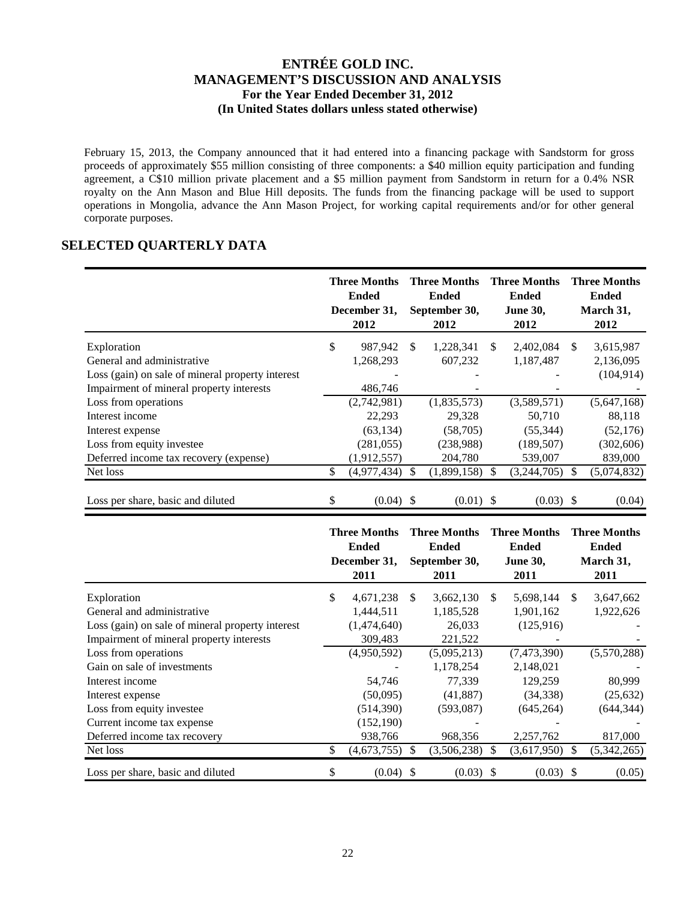February 15, 2013, the Company announced that it had entered into a financing package with Sandstorm for gross proceeds of approximately $55 million consisting of three components: a $40 million equity participation and funding agreement, a C$10 million private placement and a $5 million payment from Sandstorm in return for a 0.4% NSR royalty on the Ann Mason and Blue Hill deposits. The funds from the financing package will be used to support operations in Mongolia, advance the Ann Mason Project, for working capital requirements and/or for other general corporate purposes.

## SELECTED QUARTERLY DATA

| | Three Months Ended December 31, 2012 | Three Months Ended September 30, 2012 | Three Months Ended June 30, 2012 | Three Months Ended March 31, 2012 |
|---|---|---|---|---|
| Exploration | $ 987,942 | $ 1,228,341 | $ 2,402,084 | $ 3,615,987 |
| General and administrative | 1,268,293 | 607,232 | 1,187,487 | 2,136,095 |
| Loss (gain) on sale of mineral property interest | - | - | - | (104,914) |
| Impairment of mineral property interests | 486,746 | - | - | - |
| Loss from operations | (2,742,981) | (1,835,573) | (3,589,571) | (5,647,168) |
| Interest income | 22,293 | 29,328 | 50,710 | 88,118 |
| Interest expense | (63,134) | (58,705) | (55,344) | (52,176) |
| Loss from equity investee | (281,055) | (238,988) | (189,507) | (302,606) |
| Deferred income tax recovery (expense) | (1,912,557) | 204,780 | 539,007 | 839,000 |
| Net loss | $ (4,977,434) | $ (1,899,158) | $ (3,244,705) | $ (5,074,832) |
| Loss per share, basic and diluted | $ (0.04) | $ (0.01) | $ (0.03) | $ (0.04) |

| | Three Months Ended December 31, 2011 | Three Months Ended September 30, 2011 | Three Months Ended June 30, 2011 | Three Months Ended March 31, 2011 |
|---|---|---|---|---|
| Exploration | $ 4,671,238 | $ 3,662,130 | $ 5,698,144 | $ 3,647,662 |
| General and administrative | 1,444,511 | 1,185,528 | 1,901,162 | 1,922,626 |
| Loss (gain) on sale of mineral property interest | (1,474,640) | 26,033 | (125,916) | - |
| Impairment of mineral property interests | 309,483 | 221,522 | - | - |
| Loss from operations | (4,950,592) | (5,095,213) | (7,473,390) | (5,570,288) |
| Gain on sale of investments | - | 1,178,254 | 2,148,021 | - |
| Interest income | 54,746 | 77,339 | 129,259 | 80,999 |
| Interest expense | (50,095) | (41,887) | (34,338) | (25,632) |
| Loss from equity investee | (514,390) | (593,087) | (645,264) | (644,344) |
| Current income tax expense | (152,190) | - | - | - |
| Deferred income tax recovery | 938,766 | 968,356 | 2,257,762 | 817,000 |
| Net loss | $ (4,673,755) | $ (3,506,238) | $ (3,617,950) | $ (5,342,265) |
| Loss per share, basic and diluted | $ (0.04) | $ (0.03) | $ (0.03) | $ (0.05) |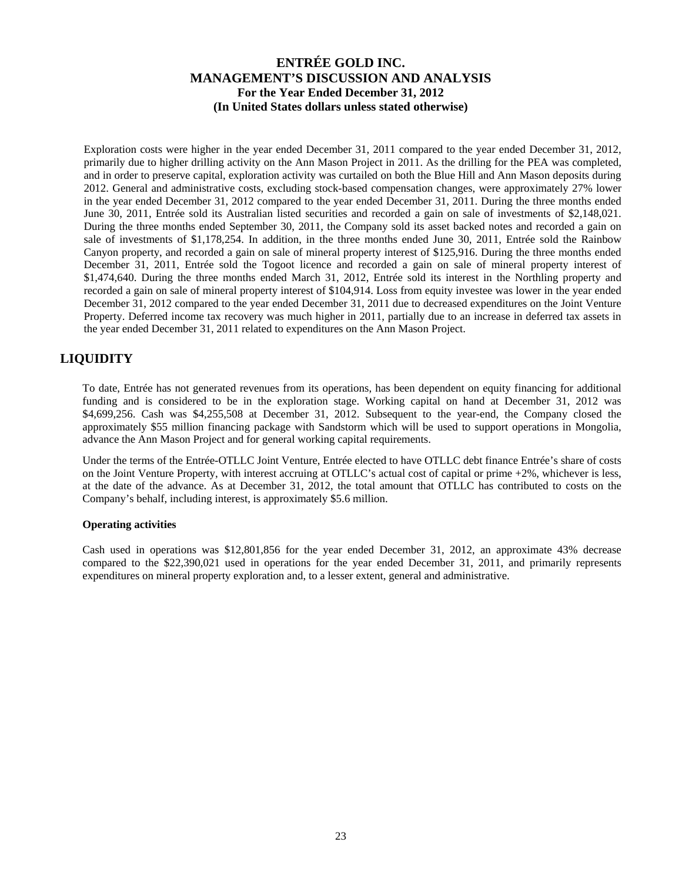Exploration costs were higher in the year ended December 31, 2011 compared to the year ended December 31, 2012, primarily due to higher drilling activity on the Ann Mason Project in 2011. As the drilling for the PEA was completed, and in order to preserve capital, exploration activity was curtailed on both the Blue Hill and Ann Mason deposits during 2012. General and administrative costs, excluding stock-based compensation changes, were approximately 27% lower in the year ended December 31, 2012 compared to the year ended December 31, 2011. During the three months ended June 30, 2011, Entrée sold its Australian listed securities and recorded a gain on sale of investments of $2,148,021. During the three months ended September 30, 2011, the Company sold its asset backed notes and recorded a gain on sale of investments of $1,178,254. In addition, in the three months ended June 30, 2011, Entrée sold the Rainbow Canyon property, and recorded a gain on sale of mineral property interest of $125,916. During the three months ended December 31, 2011, Entrée sold the Togoot licence and recorded a gain on sale of mineral property interest of $1,474,640. During the three months ended March 31, 2012, Entrée sold its interest in the Northling property and recorded a gain on sale of mineral property interest of $104,914. Loss from equity investee was lower in the year ended December 31, 2012 compared to the year ended December 31, 2011 due to decreased expenditures on the Joint Venture Property. Deferred income tax recovery was much higher in 2011, partially due to an increase in deferred tax assets in the year ended December 31, 2011 related to expenditures on the Ann Mason Project.

## LIQUIDITY

To date, Entrée has not generated revenues from its operations, has been dependent on equity financing for additional funding and is considered to be in the exploration stage. Working capital on hand at December 31, 2012 was $4,699,256. Cash was $4,255,508 at December 31, 2012. Subsequent to the year-end, the Company closed the approximately $55 million financing package with Sandstorm which will be used to support operations in Mongolia, advance the Ann Mason Project and for general working capital requirements.

Under the terms of the Entrée-OTLLC Joint Venture, Entrée elected to have OTLLC debt finance Entrée's share of costs on the Joint Venture Property, with interest accruing at OTLLC's actual cost of capital or prime +2%, whichever is less, at the date of the advance. As at December 31, 2012, the total amount that OTLLC has contributed to costs on the Company's behalf, including interest, is approximately $5.6 million.

**Operating activities**

Cash used in operations was $12,801,856 for the year ended December 31, 2012, an approximate 43% decrease compared to the $22,390,021 used in operations for the year ended December 31, 2011, and primarily represents expenditures on mineral property exploration and, to a lesser extent, general and administrative.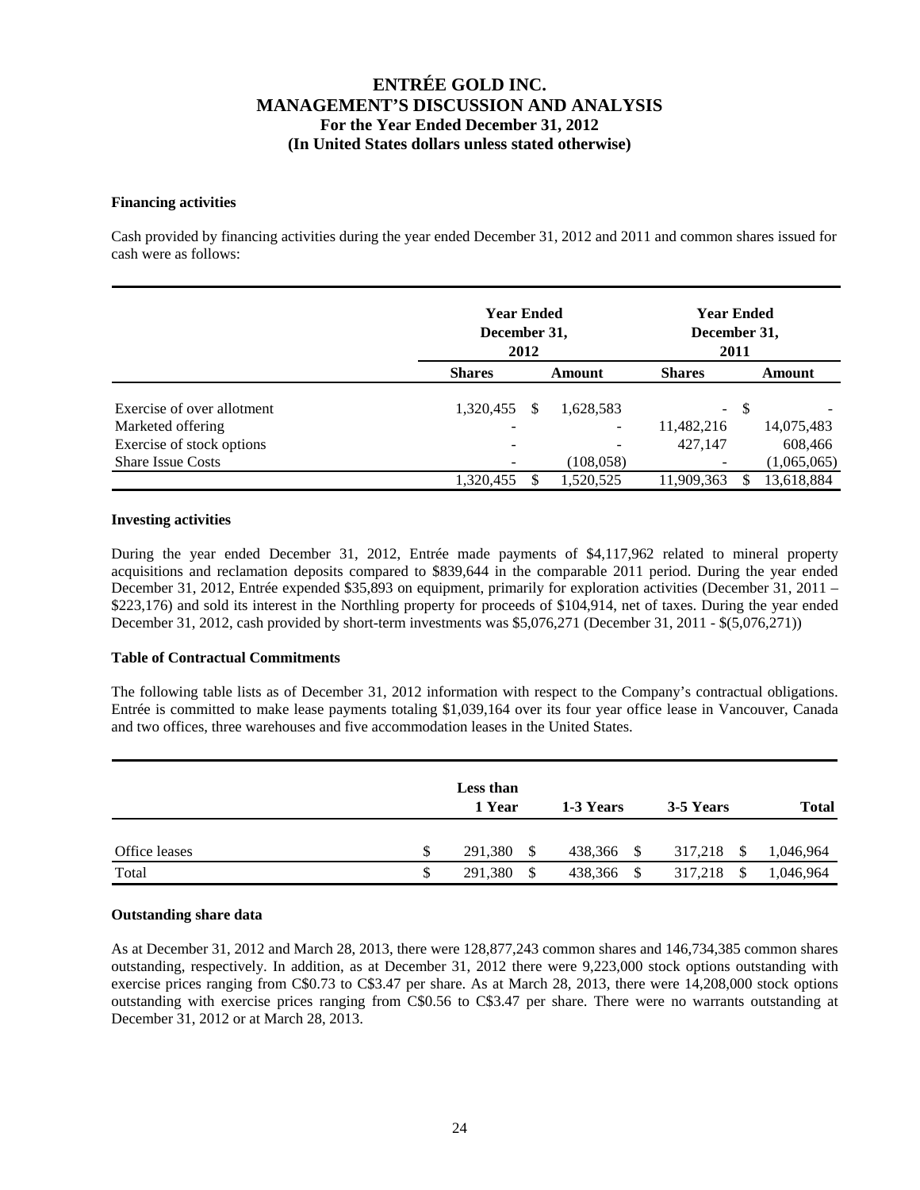### Financing activities

Cash provided by financing activities during the year ended December 31, 2012 and 2011 and common shares issued for cash were as follows:

| | Year Ended December 31, 2012 | | Year Ended December 31, 2011 | |
|---|---|---|---|---|
| | **Shares** | **Amount** | **Shares** | **Amount** |
| Exercise of over allotment | 1,320,455 | $ 1,628,583 | - | $ - |
| Marketed offering | - | - | 11,482,216 | 14,075,483 |
| Exercise of stock options | - | - | 427,147 | 608,466 |
| Share Issue Costs | - | (108,058) | - | (1,065,065) |
| | 1,320,455 | $ 1,520,525 | 11,909,363 | $ 13,618,884 |

### Investing activities

During the year ended December 31, 2012, Entrée made payments of $4,117,962 related to mineral property acquisitions and reclamation deposits compared to $839,644 in the comparable 2011 period. During the year ended December 31, 2012, Entrée expended $35,893 on equipment, primarily for exploration activities (December 31, 2011 – $223,176) and sold its interest in the Northling property for proceeds of $104,914, net of taxes. During the year ended December 31, 2012, cash provided by short-term investments was $5,076,271 (December 31, 2011 - $(5,076,271))

### Table of Contractual Commitments

The following table lists as of December 31, 2012 information with respect to the Company's contractual obligations. Entrée is committed to make lease payments totaling $1,039,164 over its four year office lease in Vancouver, Canada and two offices, three warehouses and five accommodation leases in the United States.

| | Less than 1 Year | 1-3 Years | 3-5 Years | Total |
|---|---|---|---|---|
| Office leases | $ 291,380 | $ 438,366 | $ 317,218 | $ 1,046,964 |
| Total | $ 291,380 | $ 438,366 | $ 317,218 | $ 1,046,964 |

### Outstanding share data

As at December 31, 2012 and March 28, 2013, there were 128,877,243 common shares and 146,734,385 common shares outstanding, respectively. In addition, as at December 31, 2012 there were 9,223,000 stock options outstanding with exercise prices ranging from C$0.73 to C$3.47 per share. As at March 28, 2013, there were 14,208,000 stock options outstanding with exercise prices ranging from C$0.56 to C$3.47 per share. There were no warrants outstanding at December 31, 2012 or at March 28, 2013.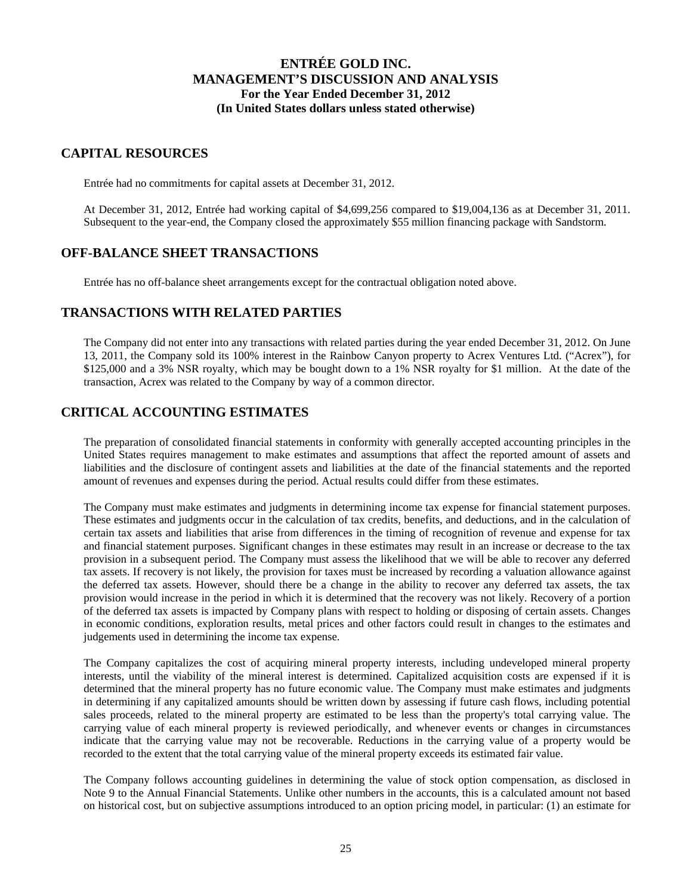## CAPITAL RESOURCES

Entrée had no commitments for capital assets at December 31, 2012.

At December 31, 2012, Entrée had working capital of $4,699,256 compared to $19,004,136 as at December 31, 2011. Subsequent to the year-end, the Company closed the approximately $55 million financing package with Sandstorm.

## OFF-BALANCE SHEET TRANSACTIONS

Entrée has no off-balance sheet arrangements except for the contractual obligation noted above.

## TRANSACTIONS WITH RELATED PARTIES

The Company did not enter into any transactions with related parties during the year ended December 31, 2012. On June 13, 2011, the Company sold its 100% interest in the Rainbow Canyon property to Acrex Ventures Ltd. ("Acrex"), for $125,000 and a 3% NSR royalty, which may be bought down to a 1% NSR royalty for $1 million. At the date of the transaction, Acrex was related to the Company by way of a common director.

## CRITICAL ACCOUNTING ESTIMATES

The preparation of consolidated financial statements in conformity with generally accepted accounting principles in the United States requires management to make estimates and assumptions that affect the reported amount of assets and liabilities and the disclosure of contingent assets and liabilities at the date of the financial statements and the reported amount of revenues and expenses during the period. Actual results could differ from these estimates.

The Company must make estimates and judgments in determining income tax expense for financial statement purposes. These estimates and judgments occur in the calculation of tax credits, benefits, and deductions, and in the calculation of certain tax assets and liabilities that arise from differences in the timing of recognition of revenue and expense for tax and financial statement purposes. Significant changes in these estimates may result in an increase or decrease to the tax provision in a subsequent period. The Company must assess the likelihood that we will be able to recover any deferred tax assets. If recovery is not likely, the provision for taxes must be increased by recording a valuation allowance against the deferred tax assets. However, should there be a change in the ability to recover any deferred tax assets, the tax provision would increase in the period in which it is determined that the recovery was not likely. Recovery of a portion of the deferred tax assets is impacted by Company plans with respect to holding or disposing of certain assets. Changes in economic conditions, exploration results, metal prices and other factors could result in changes to the estimates and judgements used in determining the income tax expense.

The Company capitalizes the cost of acquiring mineral property interests, including undeveloped mineral property interests, until the viability of the mineral interest is determined. Capitalized acquisition costs are expensed if it is determined that the mineral property has no future economic value. The Company must make estimates and judgments in determining if any capitalized amounts should be written down by assessing if future cash flows, including potential sales proceeds, related to the mineral property are estimated to be less than the property's total carrying value. The carrying value of each mineral property is reviewed periodically, and whenever events or changes in circumstances indicate that the carrying value may not be recoverable. Reductions in the carrying value of a property would be recorded to the extent that the total carrying value of the mineral property exceeds its estimated fair value.

The Company follows accounting guidelines in determining the value of stock option compensation, as disclosed in Note 9 to the Annual Financial Statements. Unlike other numbers in the accounts, this is a calculated amount not based on historical cost, but on subjective assumptions introduced to an option pricing model, in particular: (1) an estimate for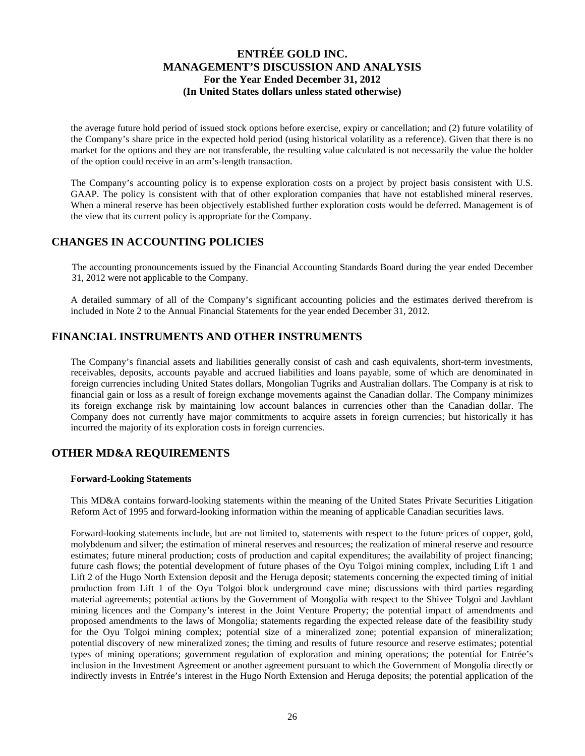the average future hold period of issued stock options before exercise, expiry or cancellation; and (2) future volatility of the Company's share price in the expected hold period (using historical volatility as a reference). Given that there is no market for the options and they are not transferable, the resulting value calculated is not necessarily the value the holder of the option could receive in an arm's-length transaction.

The Company's accounting policy is to expense exploration costs on a project by project basis consistent with U.S. GAAP. The policy is consistent with that of other exploration companies that have not established mineral reserves. When a mineral reserve has been objectively established further exploration costs would be deferred. Management is of the view that its current policy is appropriate for the Company.

## CHANGES IN ACCOUNTING POLICIES

The accounting pronouncements issued by the Financial Accounting Standards Board during the year ended December 31, 2012 were not applicable to the Company.

A detailed summary of all of the Company's significant accounting policies and the estimates derived therefrom is included in Note 2 to the Annual Financial Statements for the year ended December 31, 2012.

## FINANCIAL INSTRUMENTS AND OTHER INSTRUMENTS

The Company's financial assets and liabilities generally consist of cash and cash equivalents, short-term investments, receivables, deposits, accounts payable and accrued liabilities and loans payable, some of which are denominated in foreign currencies including United States dollars, Mongolian Tugriks and Australian dollars. The Company is at risk to financial gain or loss as a result of foreign exchange movements against the Canadian dollar. The Company minimizes its foreign exchange risk by maintaining low account balances in currencies other than the Canadian dollar. The Company does not currently have major commitments to acquire assets in foreign currencies; but historically it has incurred the majority of its exploration costs in foreign currencies.

## OTHER MD&A REQUIREMENTS

**Forward-Looking Statements**

This MD&A contains forward-looking statements within the meaning of the United States Private Securities Litigation Reform Act of 1995 and forward-looking information within the meaning of applicable Canadian securities laws.

Forward-looking statements include, but are not limited to, statements with respect to the future prices of copper, gold, molybdenum and silver; the estimation of mineral reserves and resources; the realization of mineral reserve and resource estimates; future mineral production; costs of production and capital expenditures; the availability of project financing; future cash flows; the potential development of future phases of the Oyu Tolgoi mining complex, including Lift 1 and Lift 2 of the Hugo North Extension deposit and the Heruga deposit; statements concerning the expected timing of initial production from Lift 1 of the Oyu Tolgoi block underground cave mine; discussions with third parties regarding material agreements; potential actions by the Government of Mongolia with respect to the Shivee Tolgoi and Javhlant mining licences and the Company's interest in the Joint Venture Property; the potential impact of amendments and proposed amendments to the laws of Mongolia; statements regarding the expected release date of the feasibility study for the Oyu Tolgoi mining complex; potential size of a mineralized zone; potential expansion of mineralization; potential discovery of new mineralized zones; the timing and results of future resource and reserve estimates; potential types of mining operations; government regulation of exploration and mining operations; the potential for Entrée's inclusion in the Investment Agreement or another agreement pursuant to which the Government of Mongolia directly or indirectly invests in Entrée's interest in the Hugo North Extension and Heruga deposits; the potential application of the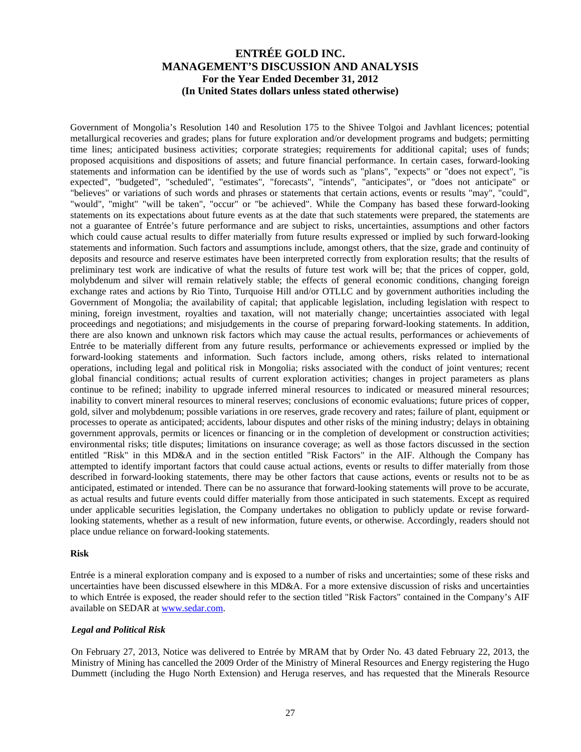Government of Mongolia's Resolution 140 and Resolution 175 to the Shivee Tolgoi and Javhlant licences; potential metallurgical recoveries and grades; plans for future exploration and/or development programs and budgets; permitting time lines; anticipated business activities; corporate strategies; requirements for additional capital; uses of funds; proposed acquisitions and dispositions of assets; and future financial performance. In certain cases, forward-looking statements and information can be identified by the use of words such as "plans", "expects" or "does not expect", "is expected", "budgeted", "scheduled", "estimates", "forecasts", "intends", "anticipates", or "does not anticipate" or "believes" or variations of such words and phrases or statements that certain actions, events or results "may", "could", "would", "might" "will be taken", "occur" or "be achieved". While the Company has based these forward-looking statements on its expectations about future events as at the date that such statements were prepared, the statements are not a guarantee of Entrée's future performance and are subject to risks, uncertainties, assumptions and other factors which could cause actual results to differ materially from future results expressed or implied by such forward-looking statements and information. Such factors and assumptions include, amongst others, that the size, grade and continuity of deposits and resource and reserve estimates have been interpreted correctly from exploration results; that the results of preliminary test work are indicative of what the results of future test work will be; that the prices of copper, gold, molybdenum and silver will remain relatively stable; the effects of general economic conditions, changing foreign exchange rates and actions by Rio Tinto, Turquoise Hill and/or OTLLC and by government authorities including the Government of Mongolia; the availability of capital; that applicable legislation, including legislation with respect to mining, foreign investment, royalties and taxation, will not materially change; uncertainties associated with legal proceedings and negotiations; and misjudgements in the course of preparing forward-looking statements. In addition, there are also known and unknown risk factors which may cause the actual results, performances or achievements of Entrée to be materially different from any future results, performance or achievements expressed or implied by the forward-looking statements and information. Such factors include, among others, risks related to international operations, including legal and political risk in Mongolia; risks associated with the conduct of joint ventures; recent global financial conditions; actual results of current exploration activities; changes in project parameters as plans continue to be refined; inability to upgrade inferred mineral resources to indicated or measured mineral resources; inability to convert mineral resources to mineral reserves; conclusions of economic evaluations; future prices of copper, gold, silver and molybdenum; possible variations in ore reserves, grade recovery and rates; failure of plant, equipment or processes to operate as anticipated; accidents, labour disputes and other risks of the mining industry; delays in obtaining government approvals, permits or licences or financing or in the completion of development or construction activities; environmental risks; title disputes; limitations on insurance coverage; as well as those factors discussed in the section entitled "Risk" in this MD&A and in the section entitled "Risk Factors" in the AIF. Although the Company has attempted to identify important factors that could cause actual actions, events or results to differ materially from those described in forward-looking statements, there may be other factors that cause actions, events or results not to be as anticipated, estimated or intended. There can be no assurance that forward-looking statements will prove to be accurate, as actual results and future events could differ materially from those anticipated in such statements. Except as required under applicable securities legislation, the Company undertakes no obligation to publicly update or revise forward-looking statements, whether as a result of new information, future events, or otherwise. Accordingly, readers should not place undue reliance on forward-looking statements.

**Risk**

Entrée is a mineral exploration company and is exposed to a number of risks and uncertainties; some of these risks and uncertainties have been discussed elsewhere in this MD&A. For a more extensive discussion of risks and uncertainties to which Entrée is exposed, the reader should refer to the section titled "Risk Factors" contained in the Company's AIF available on SEDAR at www.sedar.com.

***Legal and Political Risk***

On February 27, 2013, Notice was delivered to Entrée by MRAM that by Order No. 43 dated February 22, 2013, the Ministry of Mining has cancelled the 2009 Order of the Ministry of Mineral Resources and Energy registering the Hugo Dummett (including the Hugo North Extension) and Heruga reserves, and has requested that the Minerals Resource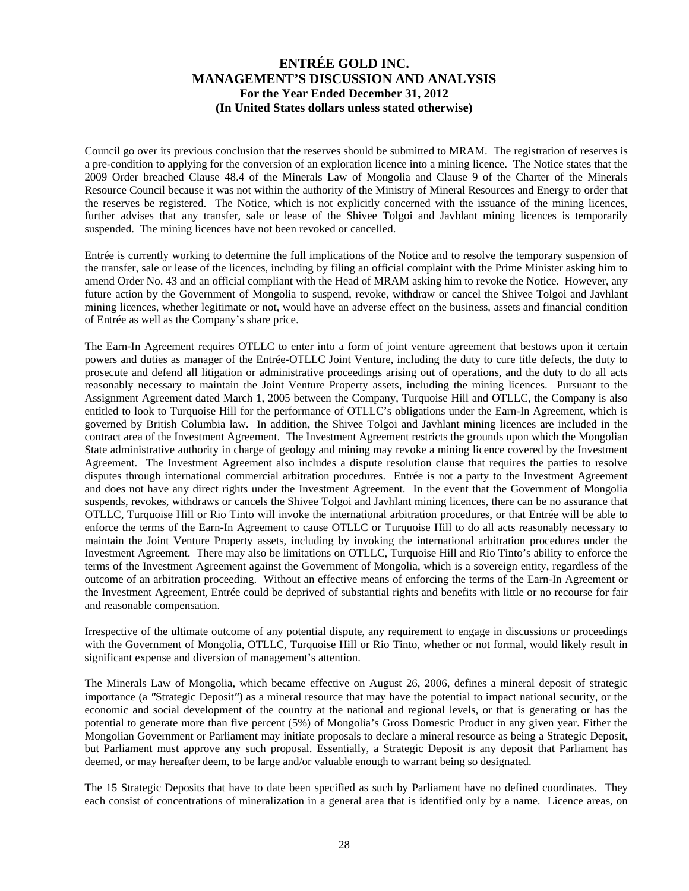Council go over its previous conclusion that the reserves should be submitted to MRAM. The registration of reserves is a pre-condition to applying for the conversion of an exploration licence into a mining licence. The Notice states that the 2009 Order breached Clause 48.4 of the Minerals Law of Mongolia and Clause 9 of the Charter of the Minerals Resource Council because it was not within the authority of the Ministry of Mineral Resources and Energy to order that the reserves be registered. The Notice, which is not explicitly concerned with the issuance of the mining licences, further advises that any transfer, sale or lease of the Shivee Tolgoi and Javhlant mining licences is temporarily suspended. The mining licences have not been revoked or cancelled.

Entrée is currently working to determine the full implications of the Notice and to resolve the temporary suspension of the transfer, sale or lease of the licences, including by filing an official complaint with the Prime Minister asking him to amend Order No. 43 and an official compliant with the Head of MRAM asking him to revoke the Notice. However, any future action by the Government of Mongolia to suspend, revoke, withdraw or cancel the Shivee Tolgoi and Javhlant mining licences, whether legitimate or not, would have an adverse effect on the business, assets and financial condition of Entrée as well as the Company's share price.

The Earn-In Agreement requires OTLLC to enter into a form of joint venture agreement that bestows upon it certain powers and duties as manager of the Entrée-OTLLC Joint Venture, including the duty to cure title defects, the duty to prosecute and defend all litigation or administrative proceedings arising out of operations, and the duty to do all acts reasonably necessary to maintain the Joint Venture Property assets, including the mining licences. Pursuant to the Assignment Agreement dated March 1, 2005 between the Company, Turquoise Hill and OTLLC, the Company is also entitled to look to Turquoise Hill for the performance of OTLLC's obligations under the Earn-In Agreement, which is governed by British Columbia law. In addition, the Shivee Tolgoi and Javhlant mining licences are included in the contract area of the Investment Agreement. The Investment Agreement restricts the grounds upon which the Mongolian State administrative authority in charge of geology and mining may revoke a mining licence covered by the Investment Agreement. The Investment Agreement also includes a dispute resolution clause that requires the parties to resolve disputes through international commercial arbitration procedures. Entrée is not a party to the Investment Agreement and does not have any direct rights under the Investment Agreement. In the event that the Government of Mongolia suspends, revokes, withdraws or cancels the Shivee Tolgoi and Javhlant mining licences, there can be no assurance that OTLLC, Turquoise Hill or Rio Tinto will invoke the international arbitration procedures, or that Entrée will be able to enforce the terms of the Earn-In Agreement to cause OTLLC or Turquoise Hill to do all acts reasonably necessary to maintain the Joint Venture Property assets, including by invoking the international arbitration procedures under the Investment Agreement. There may also be limitations on OTLLC, Turquoise Hill and Rio Tinto's ability to enforce the terms of the Investment Agreement against the Government of Mongolia, which is a sovereign entity, regardless of the outcome of an arbitration proceeding. Without an effective means of enforcing the terms of the Earn-In Agreement or the Investment Agreement, Entrée could be deprived of substantial rights and benefits with little or no recourse for fair and reasonable compensation.

Irrespective of the ultimate outcome of any potential dispute, any requirement to engage in discussions or proceedings with the Government of Mongolia, OTLLC, Turquoise Hill or Rio Tinto, whether or not formal, would likely result in significant expense and diversion of management's attention.

The Minerals Law of Mongolia, which became effective on August 26, 2006, defines a mineral deposit of strategic importance (a "Strategic Deposit") as a mineral resource that may have the potential to impact national security, or the economic and social development of the country at the national and regional levels, or that is generating or has the potential to generate more than five percent (5%) of Mongolia's Gross Domestic Product in any given year. Either the Mongolian Government or Parliament may initiate proposals to declare a mineral resource as being a Strategic Deposit, but Parliament must approve any such proposal. Essentially, a Strategic Deposit is any deposit that Parliament has deemed, or may hereafter deem, to be large and/or valuable enough to warrant being so designated.

The 15 Strategic Deposits that have to date been specified as such by Parliament have no defined coordinates. They each consist of concentrations of mineralization in a general area that is identified only by a name. Licence areas, on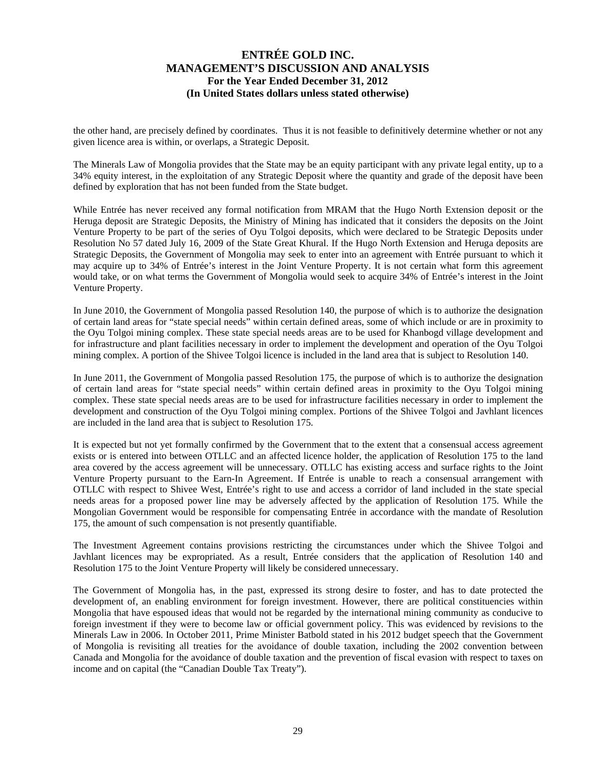the other hand, are precisely defined by coordinates. Thus it is not feasible to definitively determine whether or not any given licence area is within, or overlaps, a Strategic Deposit.

The Minerals Law of Mongolia provides that the State may be an equity participant with any private legal entity, up to a 34% equity interest, in the exploitation of any Strategic Deposit where the quantity and grade of the deposit have been defined by exploration that has not been funded from the State budget.

While Entrée has never received any formal notification from MRAM that the Hugo North Extension deposit or the Heruga deposit are Strategic Deposits, the Ministry of Mining has indicated that it considers the deposits on the Joint Venture Property to be part of the series of Oyu Tolgoi deposits, which were declared to be Strategic Deposits under Resolution No 57 dated July 16, 2009 of the State Great Khural. If the Hugo North Extension and Heruga deposits are Strategic Deposits, the Government of Mongolia may seek to enter into an agreement with Entrée pursuant to which it may acquire up to 34% of Entrée's interest in the Joint Venture Property. It is not certain what form this agreement would take, or on what terms the Government of Mongolia would seek to acquire 34% of Entrée's interest in the Joint Venture Property.

In June 2010, the Government of Mongolia passed Resolution 140, the purpose of which is to authorize the designation of certain land areas for "state special needs" within certain defined areas, some of which include or are in proximity to the Oyu Tolgoi mining complex. These state special needs areas are to be used for Khanbogd village development and for infrastructure and plant facilities necessary in order to implement the development and operation of the Oyu Tolgoi mining complex. A portion of the Shivee Tolgoi licence is included in the land area that is subject to Resolution 140.

In June 2011, the Government of Mongolia passed Resolution 175, the purpose of which is to authorize the designation of certain land areas for "state special needs" within certain defined areas in proximity to the Oyu Tolgoi mining complex. These state special needs areas are to be used for infrastructure facilities necessary in order to implement the development and construction of the Oyu Tolgoi mining complex. Portions of the Shivee Tolgoi and Javhlant licences are included in the land area that is subject to Resolution 175.

It is expected but not yet formally confirmed by the Government that to the extent that a consensual access agreement exists or is entered into between OTLLC and an affected licence holder, the application of Resolution 175 to the land area covered by the access agreement will be unnecessary. OTLLC has existing access and surface rights to the Joint Venture Property pursuant to the Earn-In Agreement. If Entrée is unable to reach a consensual arrangement with OTLLC with respect to Shivee West, Entrée's right to use and access a corridor of land included in the state special needs areas for a proposed power line may be adversely affected by the application of Resolution 175. While the Mongolian Government would be responsible for compensating Entrée in accordance with the mandate of Resolution 175, the amount of such compensation is not presently quantifiable.

The Investment Agreement contains provisions restricting the circumstances under which the Shivee Tolgoi and Javhlant licences may be expropriated. As a result, Entrée considers that the application of Resolution 140 and Resolution 175 to the Joint Venture Property will likely be considered unnecessary.

The Government of Mongolia has, in the past, expressed its strong desire to foster, and has to date protected the development of, an enabling environment for foreign investment. However, there are political constituencies within Mongolia that have espoused ideas that would not be regarded by the international mining community as conducive to foreign investment if they were to become law or official government policy. This was evidenced by revisions to the Minerals Law in 2006. In October 2011, Prime Minister Batbold stated in his 2012 budget speech that the Government of Mongolia is revisiting all treaties for the avoidance of double taxation, including the 2002 convention between Canada and Mongolia for the avoidance of double taxation and the prevention of fiscal evasion with respect to taxes on income and on capital (the "Canadian Double Tax Treaty").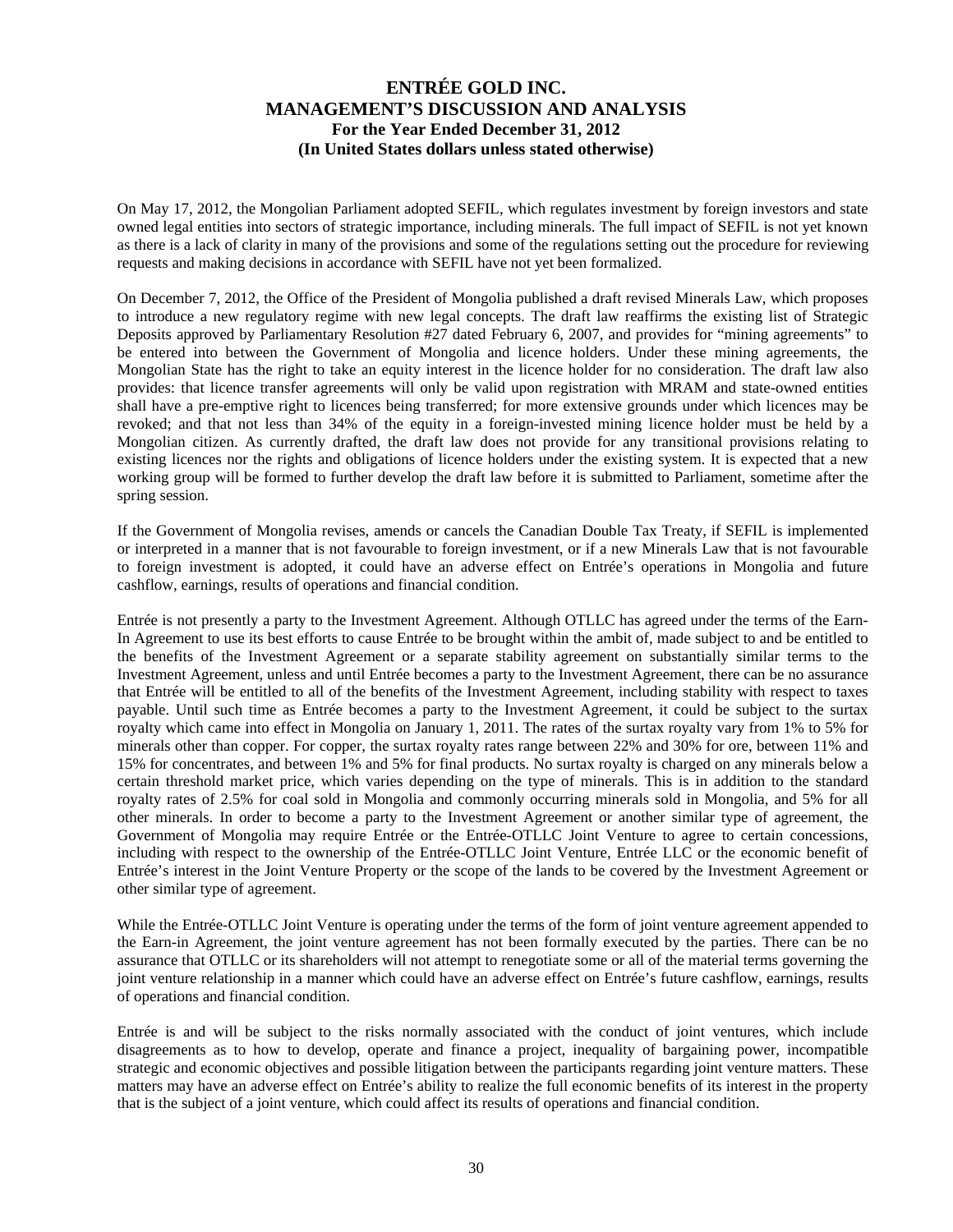On May 17, 2012, the Mongolian Parliament adopted SEFIL, which regulates investment by foreign investors and state owned legal entities into sectors of strategic importance, including minerals. The full impact of SEFIL is not yet known as there is a lack of clarity in many of the provisions and some of the regulations setting out the procedure for reviewing requests and making decisions in accordance with SEFIL have not yet been formalized.

On December 7, 2012, the Office of the President of Mongolia published a draft revised Minerals Law, which proposes to introduce a new regulatory regime with new legal concepts. The draft law reaffirms the existing list of Strategic Deposits approved by Parliamentary Resolution #27 dated February 6, 2007, and provides for "mining agreements" to be entered into between the Government of Mongolia and licence holders. Under these mining agreements, the Mongolian State has the right to take an equity interest in the licence holder for no consideration. The draft law also provides: that licence transfer agreements will only be valid upon registration with MRAM and state-owned entities shall have a pre-emptive right to licences being transferred; for more extensive grounds under which licences may be revoked; and that not less than 34% of the equity in a foreign-invested mining licence holder must be held by a Mongolian citizen. As currently drafted, the draft law does not provide for any transitional provisions relating to existing licences nor the rights and obligations of licence holders under the existing system. It is expected that a new working group will be formed to further develop the draft law before it is submitted to Parliament, sometime after the spring session.

If the Government of Mongolia revises, amends or cancels the Canadian Double Tax Treaty, if SEFIL is implemented or interpreted in a manner that is not favourable to foreign investment, or if a new Minerals Law that is not favourable to foreign investment is adopted, it could have an adverse effect on Entrée's operations in Mongolia and future cashflow, earnings, results of operations and financial condition.

Entrée is not presently a party to the Investment Agreement. Although OTLLC has agreed under the terms of the Earn-In Agreement to use its best efforts to cause Entrée to be brought within the ambit of, made subject to and be entitled to the benefits of the Investment Agreement or a separate stability agreement on substantially similar terms to the Investment Agreement, unless and until Entrée becomes a party to the Investment Agreement, there can be no assurance that Entrée will be entitled to all of the benefits of the Investment Agreement, including stability with respect to taxes payable. Until such time as Entrée becomes a party to the Investment Agreement, it could be subject to the surtax royalty which came into effect in Mongolia on January 1, 2011. The rates of the surtax royalty vary from 1% to 5% for minerals other than copper. For copper, the surtax royalty rates range between 22% and 30% for ore, between 11% and 15% for concentrates, and between 1% and 5% for final products. No surtax royalty is charged on any minerals below a certain threshold market price, which varies depending on the type of minerals. This is in addition to the standard royalty rates of 2.5% for coal sold in Mongolia and commonly occurring minerals sold in Mongolia, and 5% for all other minerals. In order to become a party to the Investment Agreement or another similar type of agreement, the Government of Mongolia may require Entrée or the Entrée-OTLLC Joint Venture to agree to certain concessions, including with respect to the ownership of the Entrée-OTLLC Joint Venture, Entrée LLC or the economic benefit of Entrée's interest in the Joint Venture Property or the scope of the lands to be covered by the Investment Agreement or other similar type of agreement.

While the Entrée-OTLLC Joint Venture is operating under the terms of the form of joint venture agreement appended to the Earn-in Agreement, the joint venture agreement has not been formally executed by the parties. There can be no assurance that OTLLC or its shareholders will not attempt to renegotiate some or all of the material terms governing the joint venture relationship in a manner which could have an adverse effect on Entrée's future cashflow, earnings, results of operations and financial condition.

Entrée is and will be subject to the risks normally associated with the conduct of joint ventures, which include disagreements as to how to develop, operate and finance a project, inequality of bargaining power, incompatible strategic and economic objectives and possible litigation between the participants regarding joint venture matters. These matters may have an adverse effect on Entrée's ability to realize the full economic benefits of its interest in the property that is the subject of a joint venture, which could affect its results of operations and financial condition.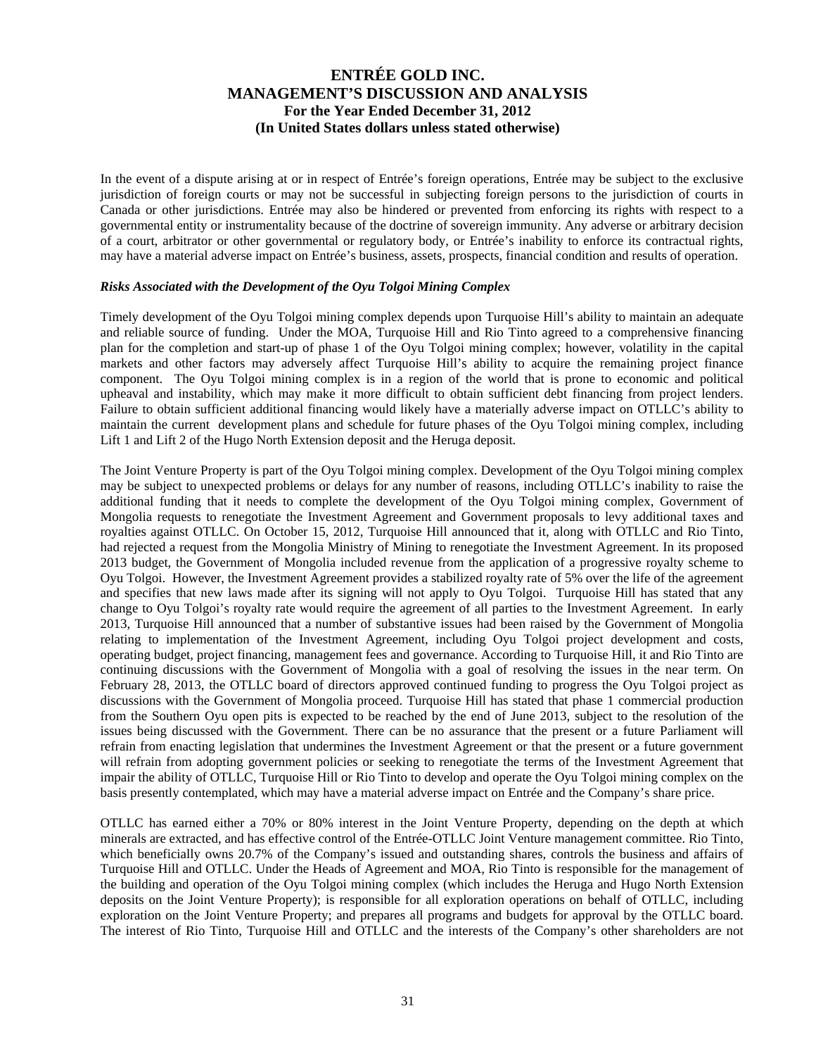In the event of a dispute arising at or in respect of Entrée's foreign operations, Entrée may be subject to the exclusive jurisdiction of foreign courts or may not be successful in subjecting foreign persons to the jurisdiction of courts in Canada or other jurisdictions. Entrée may also be hindered or prevented from enforcing its rights with respect to a governmental entity or instrumentality because of the doctrine of sovereign immunity. Any adverse or arbitrary decision of a court, arbitrator or other governmental or regulatory body, or Entrée's inability to enforce its contractual rights, may have a material adverse impact on Entrée's business, assets, prospects, financial condition and results of operation.

***Risks Associated with the Development of the Oyu Tolgoi Mining Complex***

Timely development of the Oyu Tolgoi mining complex depends upon Turquoise Hill's ability to maintain an adequate and reliable source of funding. Under the MOA, Turquoise Hill and Rio Tinto agreed to a comprehensive financing plan for the completion and start-up of phase 1 of the Oyu Tolgoi mining complex; however, volatility in the capital markets and other factors may adversely affect Turquoise Hill's ability to acquire the remaining project finance component. The Oyu Tolgoi mining complex is in a region of the world that is prone to economic and political upheaval and instability, which may make it more difficult to obtain sufficient debt financing from project lenders. Failure to obtain sufficient additional financing would likely have a materially adverse impact on OTLLC's ability to maintain the current development plans and schedule for future phases of the Oyu Tolgoi mining complex, including Lift 1 and Lift 2 of the Hugo North Extension deposit and the Heruga deposit.

The Joint Venture Property is part of the Oyu Tolgoi mining complex. Development of the Oyu Tolgoi mining complex may be subject to unexpected problems or delays for any number of reasons, including OTLLC's inability to raise the additional funding that it needs to complete the development of the Oyu Tolgoi mining complex, Government of Mongolia requests to renegotiate the Investment Agreement and Government proposals to levy additional taxes and royalties against OTLLC. On October 15, 2012, Turquoise Hill announced that it, along with OTLLC and Rio Tinto, had rejected a request from the Mongolia Ministry of Mining to renegotiate the Investment Agreement. In its proposed 2013 budget, the Government of Mongolia included revenue from the application of a progressive royalty scheme to Oyu Tolgoi. However, the Investment Agreement provides a stabilized royalty rate of 5% over the life of the agreement and specifies that new laws made after its signing will not apply to Oyu Tolgoi. Turquoise Hill has stated that any change to Oyu Tolgoi's royalty rate would require the agreement of all parties to the Investment Agreement. In early 2013, Turquoise Hill announced that a number of substantive issues had been raised by the Government of Mongolia relating to implementation of the Investment Agreement, including Oyu Tolgoi project development and costs, operating budget, project financing, management fees and governance. According to Turquoise Hill, it and Rio Tinto are continuing discussions with the Government of Mongolia with a goal of resolving the issues in the near term. On February 28, 2013, the OTLLC board of directors approved continued funding to progress the Oyu Tolgoi project as discussions with the Government of Mongolia proceed. Turquoise Hill has stated that phase 1 commercial production from the Southern Oyu open pits is expected to be reached by the end of June 2013, subject to the resolution of the issues being discussed with the Government. There can be no assurance that the present or a future Parliament will refrain from enacting legislation that undermines the Investment Agreement or that the present or a future government will refrain from adopting government policies or seeking to renegotiate the terms of the Investment Agreement that impair the ability of OTLLC, Turquoise Hill or Rio Tinto to develop and operate the Oyu Tolgoi mining complex on the basis presently contemplated, which may have a material adverse impact on Entrée and the Company's share price.

OTLLC has earned either a 70% or 80% interest in the Joint Venture Property, depending on the depth at which minerals are extracted, and has effective control of the Entrée-OTLLC Joint Venture management committee. Rio Tinto, which beneficially owns 20.7% of the Company's issued and outstanding shares, controls the business and affairs of Turquoise Hill and OTLLC. Under the Heads of Agreement and MOA, Rio Tinto is responsible for the management of the building and operation of the Oyu Tolgoi mining complex (which includes the Heruga and Hugo North Extension deposits on the Joint Venture Property); is responsible for all exploration operations on behalf of OTLLC, including exploration on the Joint Venture Property; and prepares all programs and budgets for approval by the OTLLC board. The interest of Rio Tinto, Turquoise Hill and OTLLC and the interests of the Company's other shareholders are not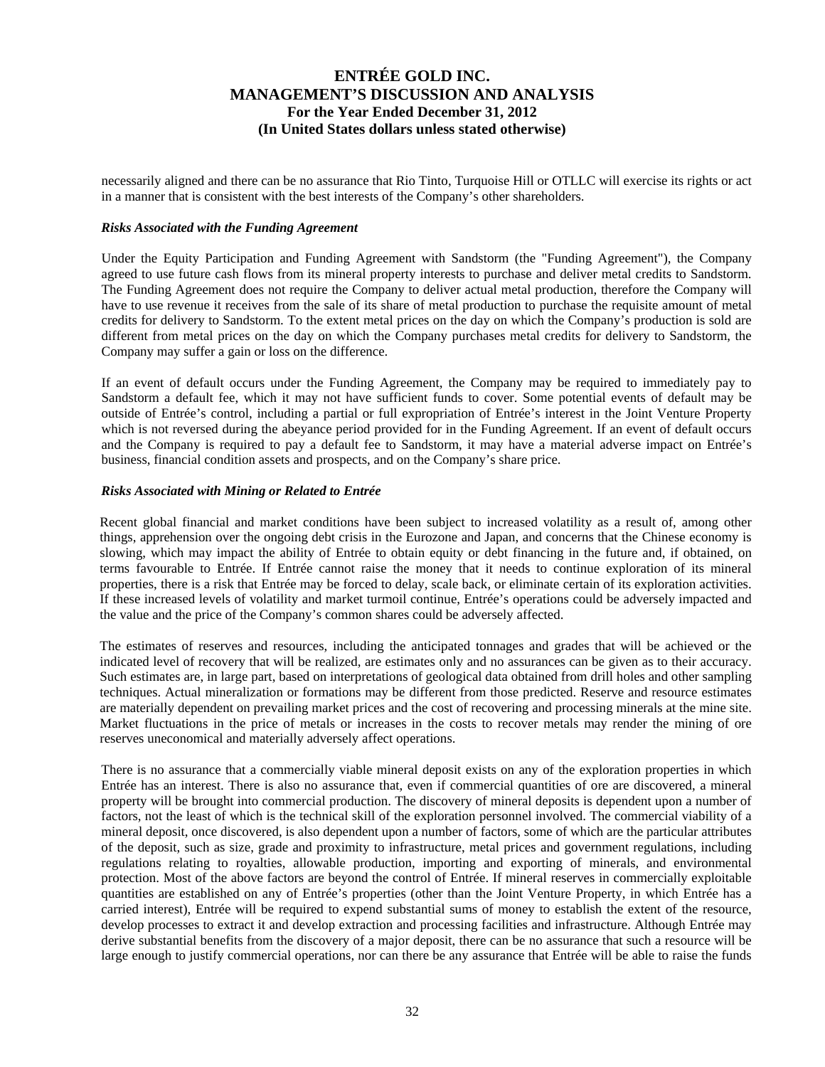necessarily aligned and there can be no assurance that Rio Tinto, Turquoise Hill or OTLLC will exercise its rights or act in a manner that is consistent with the best interests of the Company's other shareholders.

***Risks Associated with the Funding Agreement***

Under the Equity Participation and Funding Agreement with Sandstorm (the "Funding Agreement"), the Company agreed to use future cash flows from its mineral property interests to purchase and deliver metal credits to Sandstorm. The Funding Agreement does not require the Company to deliver actual metal production, therefore the Company will have to use revenue it receives from the sale of its share of metal production to purchase the requisite amount of metal credits for delivery to Sandstorm. To the extent metal prices on the day on which the Company's production is sold are different from metal prices on the day on which the Company purchases metal credits for delivery to Sandstorm, the Company may suffer a gain or loss on the difference.

If an event of default occurs under the Funding Agreement, the Company may be required to immediately pay to Sandstorm a default fee, which it may not have sufficient funds to cover. Some potential events of default may be outside of Entrée's control, including a partial or full expropriation of Entrée's interest in the Joint Venture Property which is not reversed during the abeyance period provided for in the Funding Agreement. If an event of default occurs and the Company is required to pay a default fee to Sandstorm, it may have a material adverse impact on Entrée's business, financial condition assets and prospects, and on the Company's share price.

***Risks Associated with Mining or Related to Entrée***

Recent global financial and market conditions have been subject to increased volatility as a result of, among other things, apprehension over the ongoing debt crisis in the Eurozone and Japan, and concerns that the Chinese economy is slowing, which may impact the ability of Entrée to obtain equity or debt financing in the future and, if obtained, on terms favourable to Entrée. If Entrée cannot raise the money that it needs to continue exploration of its mineral properties, there is a risk that Entrée may be forced to delay, scale back, or eliminate certain of its exploration activities. If these increased levels of volatility and market turmoil continue, Entrée's operations could be adversely impacted and the value and the price of the Company's common shares could be adversely affected.

The estimates of reserves and resources, including the anticipated tonnages and grades that will be achieved or the indicated level of recovery that will be realized, are estimates only and no assurances can be given as to their accuracy. Such estimates are, in large part, based on interpretations of geological data obtained from drill holes and other sampling techniques. Actual mineralization or formations may be different from those predicted. Reserve and resource estimates are materially dependent on prevailing market prices and the cost of recovering and processing minerals at the mine site. Market fluctuations in the price of metals or increases in the costs to recover metals may render the mining of ore reserves uneconomical and materially adversely affect operations.

There is no assurance that a commercially viable mineral deposit exists on any of the exploration properties in which Entrée has an interest. There is also no assurance that, even if commercial quantities of ore are discovered, a mineral property will be brought into commercial production. The discovery of mineral deposits is dependent upon a number of factors, not the least of which is the technical skill of the exploration personnel involved. The commercial viability of a mineral deposit, once discovered, is also dependent upon a number of factors, some of which are the particular attributes of the deposit, such as size, grade and proximity to infrastructure, metal prices and government regulations, including regulations relating to royalties, allowable production, importing and exporting of minerals, and environmental protection. Most of the above factors are beyond the control of Entrée. If mineral reserves in commercially exploitable quantities are established on any of Entrée's properties (other than the Joint Venture Property, in which Entrée has a carried interest), Entrée will be required to expend substantial sums of money to establish the extent of the resource, develop processes to extract it and develop extraction and processing facilities and infrastructure. Although Entrée may derive substantial benefits from the discovery of a major deposit, there can be no assurance that such a resource will be large enough to justify commercial operations, nor can there be any assurance that Entrée will be able to raise the funds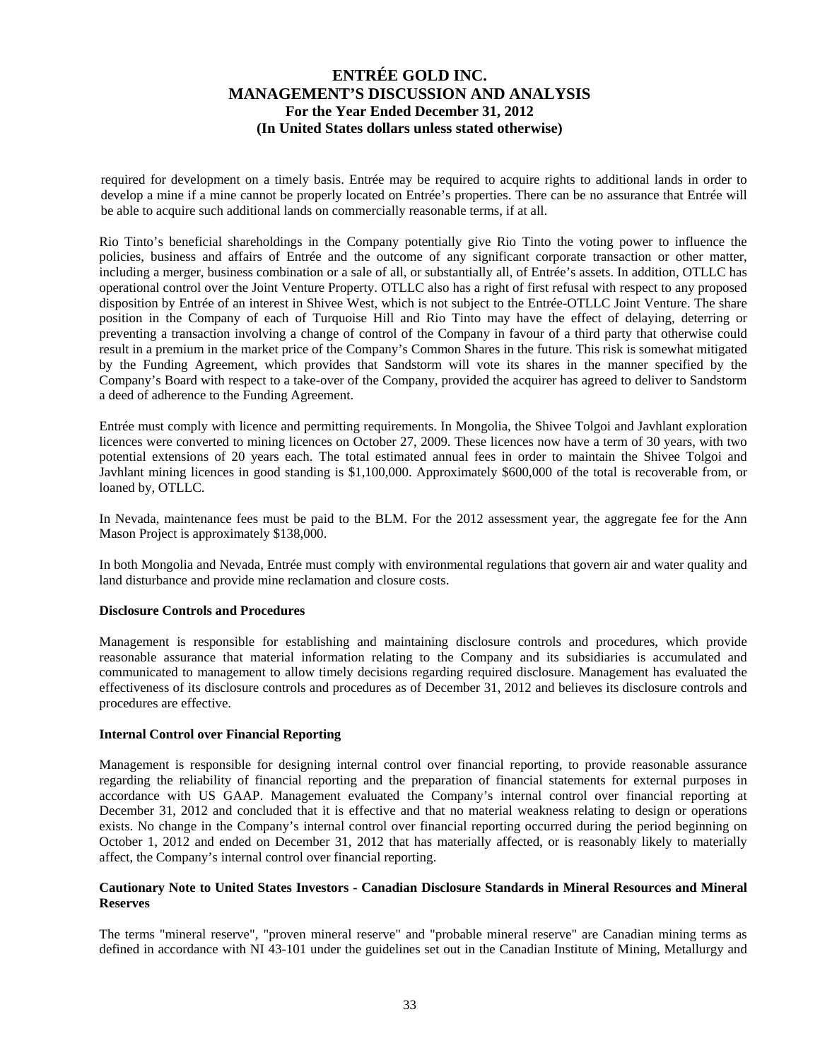required for development on a timely basis. Entrée may be required to acquire rights to additional lands in order to develop a mine if a mine cannot be properly located on Entrée's properties. There can be no assurance that Entrée will be able to acquire such additional lands on commercially reasonable terms, if at all.

Rio Tinto's beneficial shareholdings in the Company potentially give Rio Tinto the voting power to influence the policies, business and affairs of Entrée and the outcome of any significant corporate transaction or other matter, including a merger, business combination or a sale of all, or substantially all, of Entrée's assets. In addition, OTLLC has operational control over the Joint Venture Property. OTLLC also has a right of first refusal with respect to any proposed disposition by Entrée of an interest in Shivee West, which is not subject to the Entrée-OTLLC Joint Venture. The share position in the Company of each of Turquoise Hill and Rio Tinto may have the effect of delaying, deterring or preventing a transaction involving a change of control of the Company in favour of a third party that otherwise could result in a premium in the market price of the Company's Common Shares in the future. This risk is somewhat mitigated by the Funding Agreement, which provides that Sandstorm will vote its shares in the manner specified by the Company's Board with respect to a take-over of the Company, provided the acquirer has agreed to deliver to Sandstorm a deed of adherence to the Funding Agreement.

Entrée must comply with licence and permitting requirements. In Mongolia, the Shivee Tolgoi and Javhlant exploration licences were converted to mining licences on October 27, 2009. These licences now have a term of 30 years, with two potential extensions of 20 years each. The total estimated annual fees in order to maintain the Shivee Tolgoi and Javhlant mining licences in good standing is $1,100,000. Approximately $600,000 of the total is recoverable from, or loaned by, OTLLC.

In Nevada, maintenance fees must be paid to the BLM. For the 2012 assessment year, the aggregate fee for the Ann Mason Project is approximately $138,000.

In both Mongolia and Nevada, Entrée must comply with environmental regulations that govern air and water quality and land disturbance and provide mine reclamation and closure costs.

**Disclosure Controls and Procedures**

Management is responsible for establishing and maintaining disclosure controls and procedures, which provide reasonable assurance that material information relating to the Company and its subsidiaries is accumulated and communicated to management to allow timely decisions regarding required disclosure. Management has evaluated the effectiveness of its disclosure controls and procedures as of December 31, 2012 and believes its disclosure controls and procedures are effective.

**Internal Control over Financial Reporting**

Management is responsible for designing internal control over financial reporting, to provide reasonable assurance regarding the reliability of financial reporting and the preparation of financial statements for external purposes in accordance with US GAAP. Management evaluated the Company's internal control over financial reporting at December 31, 2012 and concluded that it is effective and that no material weakness relating to design or operations exists. No change in the Company's internal control over financial reporting occurred during the period beginning on October 1, 2012 and ended on December 31, 2012 that has materially affected, or is reasonably likely to materially affect, the Company's internal control over financial reporting.

**Cautionary Note to United States Investors - Canadian Disclosure Standards in Mineral Resources and Mineral Reserves**

The terms "mineral reserve", "proven mineral reserve" and "probable mineral reserve" are Canadian mining terms as defined in accordance with NI 43-101 under the guidelines set out in the Canadian Institute of Mining, Metallurgy and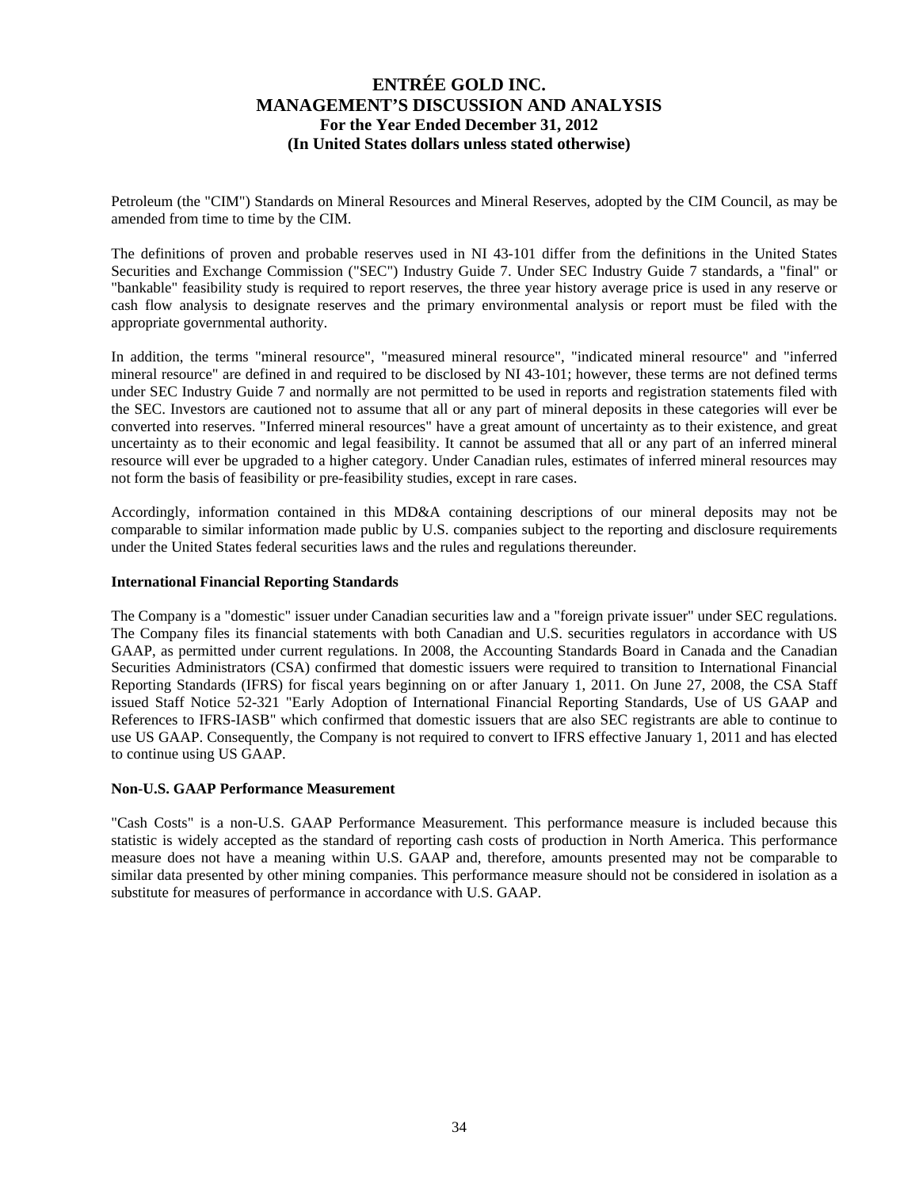Petroleum (the "CIM") Standards on Mineral Resources and Mineral Reserves, adopted by the CIM Council, as may be amended from time to time by the CIM.

The definitions of proven and probable reserves used in NI 43-101 differ from the definitions in the United States Securities and Exchange Commission ("SEC") Industry Guide 7. Under SEC Industry Guide 7 standards, a "final" or "bankable" feasibility study is required to report reserves, the three year history average price is used in any reserve or cash flow analysis to designate reserves and the primary environmental analysis or report must be filed with the appropriate governmental authority.

In addition, the terms "mineral resource", "measured mineral resource", "indicated mineral resource" and "inferred mineral resource" are defined in and required to be disclosed by NI 43-101; however, these terms are not defined terms under SEC Industry Guide 7 and normally are not permitted to be used in reports and registration statements filed with the SEC. Investors are cautioned not to assume that all or any part of mineral deposits in these categories will ever be converted into reserves. "Inferred mineral resources" have a great amount of uncertainty as to their existence, and great uncertainty as to their economic and legal feasibility. It cannot be assumed that all or any part of an inferred mineral resource will ever be upgraded to a higher category. Under Canadian rules, estimates of inferred mineral resources may not form the basis of feasibility or pre-feasibility studies, except in rare cases.

Accordingly, information contained in this MD&A containing descriptions of our mineral deposits may not be comparable to similar information made public by U.S. companies subject to the reporting and disclosure requirements under the United States federal securities laws and the rules and regulations thereunder.

**International Financial Reporting Standards**

The Company is a "domestic" issuer under Canadian securities law and a "foreign private issuer" under SEC regulations. The Company files its financial statements with both Canadian and U.S. securities regulators in accordance with US GAAP, as permitted under current regulations. In 2008, the Accounting Standards Board in Canada and the Canadian Securities Administrators (CSA) confirmed that domestic issuers were required to transition to International Financial Reporting Standards (IFRS) for fiscal years beginning on or after January 1, 2011. On June 27, 2008, the CSA Staff issued Staff Notice 52-321 "Early Adoption of International Financial Reporting Standards, Use of US GAAP and References to IFRS-IASB" which confirmed that domestic issuers that are also SEC registrants are able to continue to use US GAAP. Consequently, the Company is not required to convert to IFRS effective January 1, 2011 and has elected to continue using US GAAP.

**Non-U.S. GAAP Performance Measurement**

"Cash Costs" is a non-U.S. GAAP Performance Measurement. This performance measure is included because this statistic is widely accepted as the standard of reporting cash costs of production in North America. This performance measure does not have a meaning within U.S. GAAP and, therefore, amounts presented may not be comparable to similar data presented by other mining companies. This performance measure should not be considered in isolation as a substitute for measures of performance in accordance with U.S. GAAP.